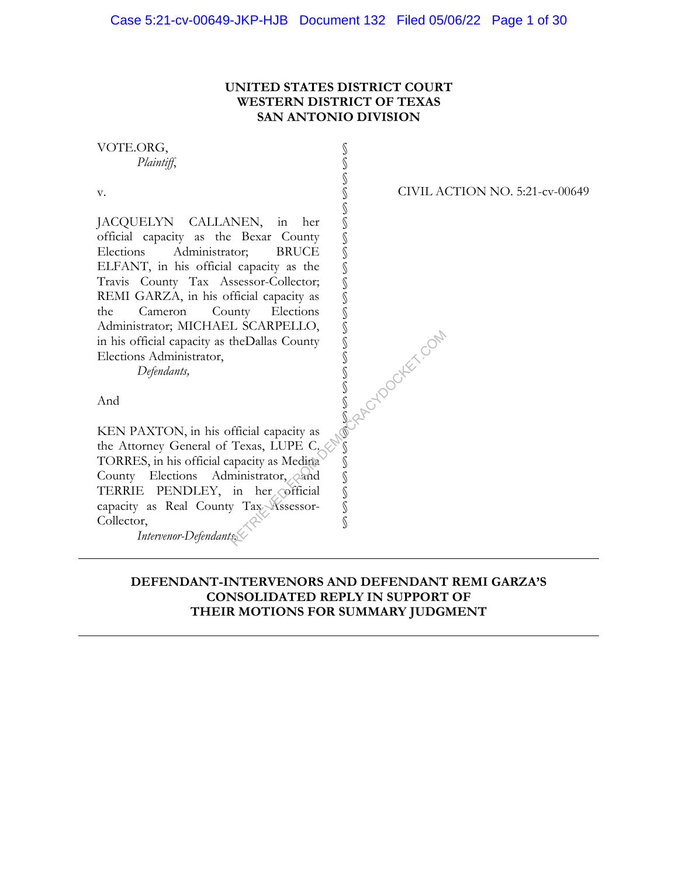**UNITED STATES DISTRICT COURT**
**WESTERN DISTRICT OF TEXAS**
**SAN ANTONIO DIVISION**

| | | |
|---|---|---|
| VOTE.ORG, *Plaintiff*, | § | |
| v. | § | CIVIL ACTION NO. 5:21-cv-00649 |
| JACQUELYN CALLANEN, in her official capacity as the Bexar County Elections Administrator; BRUCE ELFANT, in his official capacity as the Travis County Tax Assessor-Collector; REMI GARZA, in his official capacity as the Cameron County Elections Administrator; MICHAEL SCARPELLO, in his official capacity as theDallas County Elections Administrator, *Defendants,* | § | |
| And | § | |
| KEN PAXTON, in his official capacity as the Attorney General of Texas, LUPE C. TORRES, in his official capacity as Medina County Elections Administrator, and TERRIE PENDLEY, in her official capacity as Real County Tax Assessor-Collector, *Intervenor-Defendants*. | § | |

---

**DEFENDANT-INTERVENORS AND DEFENDANT REMI GARZA'S CONSOLIDATED REPLY IN SUPPORT OF THEIR MOTIONS FOR SUMMARY JUDGMENT**

---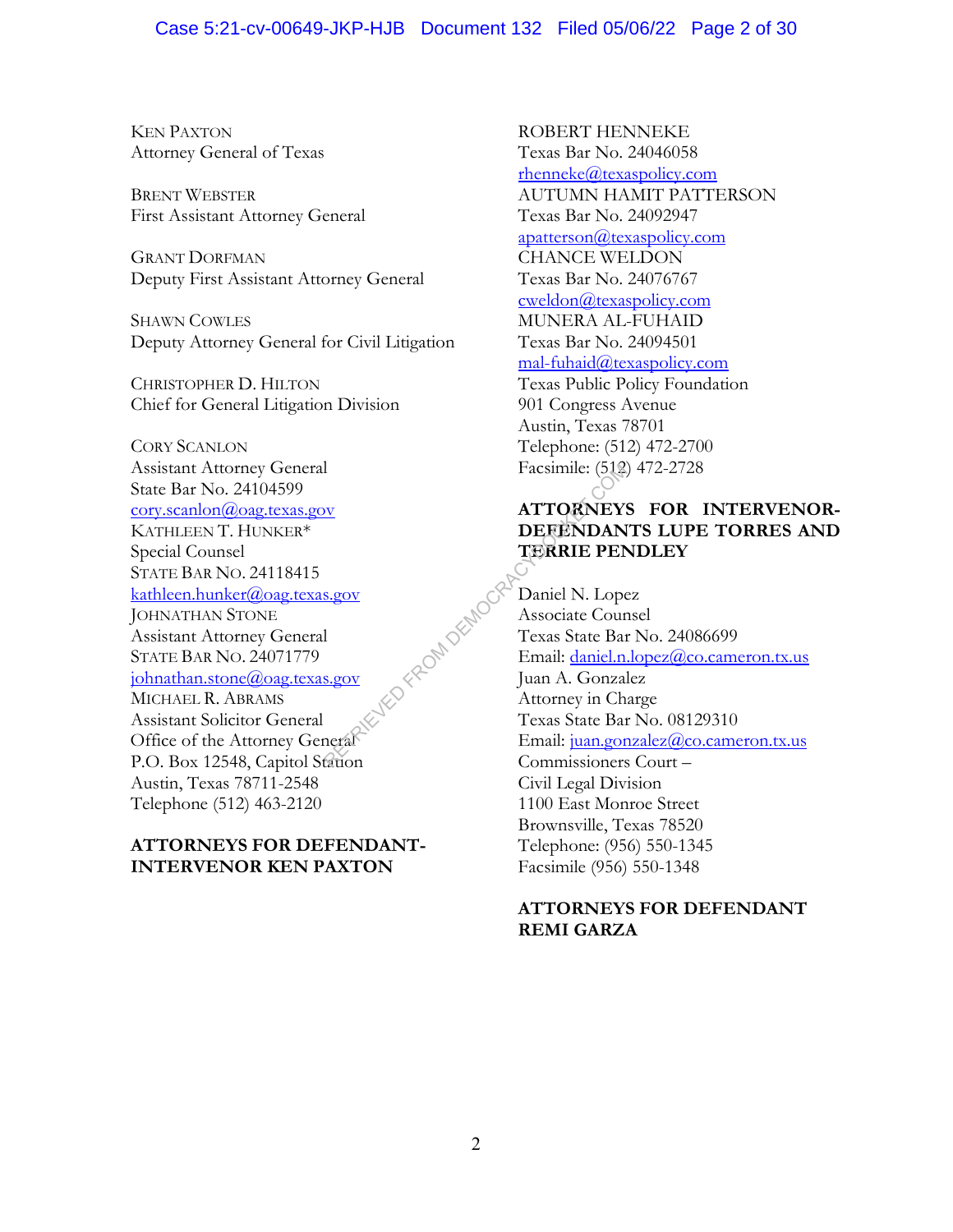KEN PAXTON
Attorney General of Texas

BRENT WEBSTER
First Assistant Attorney General

GRANT DORFMAN
Deputy First Assistant Attorney General

SHAWN COWLES
Deputy Attorney General for Civil Litigation

CHRISTOPHER D. HILTON
Chief for General Litigation Division

CORY SCANLON
Assistant Attorney General
State Bar No. 24104599
cory.scanlon@oag.texas.gov
KATHLEEN T. HUNKER*
Special Counsel
STATE BAR NO. 24118415
kathleen.hunker@oag.texas.gov
JOHNATHAN STONE
Assistant Attorney General
STATE BAR NO. 24071779
johnathan.stone@oag.texas.gov
MICHAEL R. ABRAMS
Assistant Solicitor General
Office of the Attorney General
P.O. Box 12548, Capitol Station
Austin, Texas 78711-2548
Telephone (512) 463-2120

**ATTORNEYS FOR DEFENDANT-INTERVENOR KEN PAXTON**

ROBERT HENNEKE
Texas Bar No. 24046058
rhenneke@texaspolicy.com
AUTUMN HAMIT PATTERSON
Texas Bar No. 24092947
apatterson@texaspolicy.com
CHANCE WELDON
Texas Bar No. 24076767
cweldon@texaspolicy.com
MUNERA AL-FUHAID
Texas Bar No. 24094501
mal-fuhaid@texaspolicy.com
Texas Public Policy Foundation
901 Congress Avenue
Austin, Texas 78701
Telephone: (512) 472-2700
Facsimile: (512) 472-2728

**ATTORNEYS FOR INTERVENOR-DEFENDANTS LUPE TORRES AND TERRIE PENDLEY**

Daniel N. Lopez
Associate Counsel
Texas State Bar No. 24086699
Email: daniel.n.lopez@co.cameron.tx.us
Juan A. Gonzalez
Attorney in Charge
Texas State Bar No. 08129310
Email: juan.gonzalez@co.cameron.tx.us
Commissioners Court –
Civil Legal Division
1100 East Monroe Street
Brownsville, Texas 78520
Telephone: (956) 550-1345
Facsimile (956) 550-1348

**ATTORNEYS FOR DEFENDANT REMI GARZA**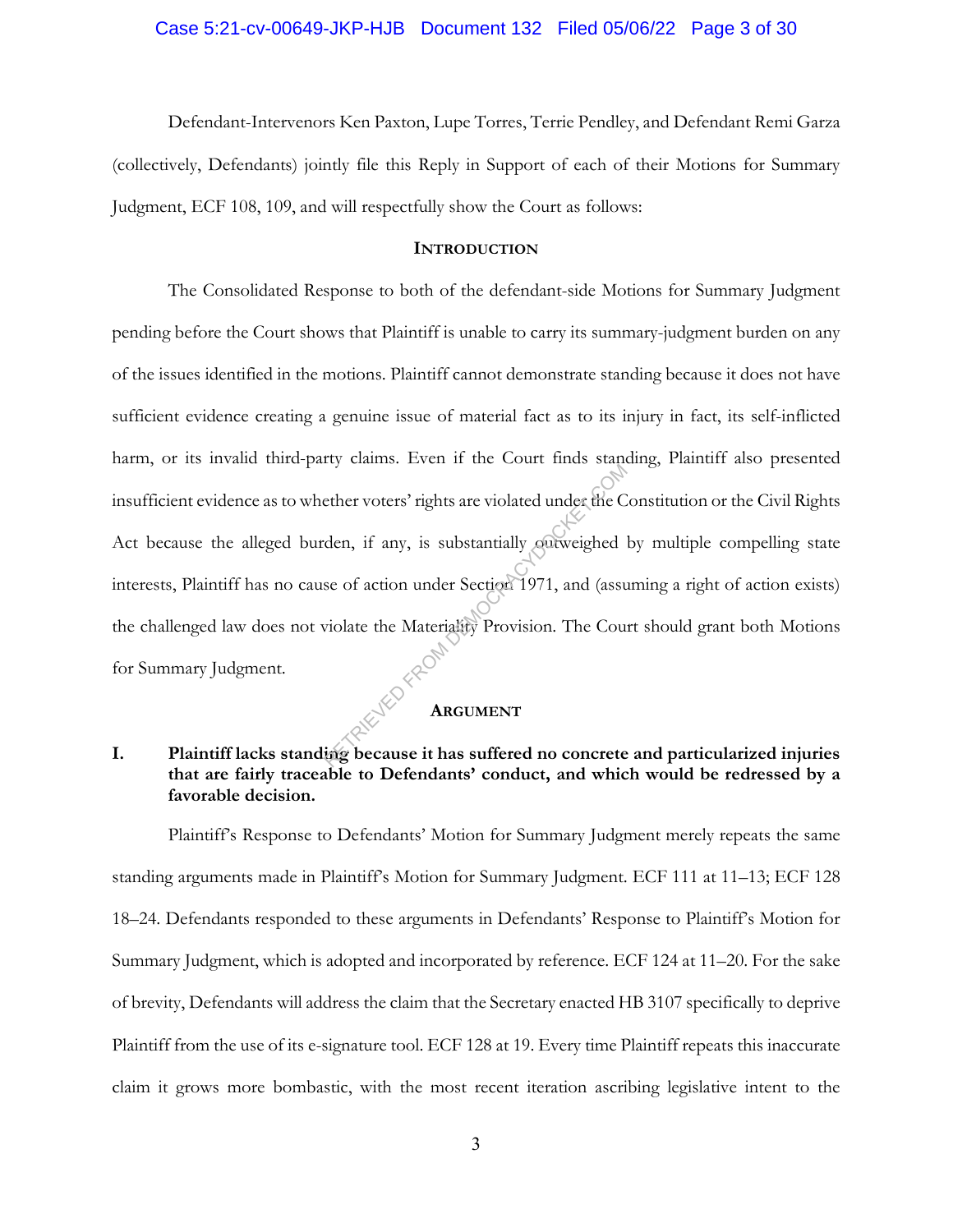Defendant-Intervenors Ken Paxton, Lupe Torres, Terrie Pendley, and Defendant Remi Garza (collectively, Defendants) jointly file this Reply in Support of each of their Motions for Summary Judgment, ECF 108, 109, and will respectfully show the Court as follows:

## INTRODUCTION

The Consolidated Response to both of the defendant-side Motions for Summary Judgment pending before the Court shows that Plaintiff is unable to carry its summary-judgment burden on any of the issues identified in the motions. Plaintiff cannot demonstrate standing because it does not have sufficient evidence creating a genuine issue of material fact as to its injury in fact, its self-inflicted harm, or its invalid third-party claims. Even if the Court finds standing, Plaintiff also presented insufficient evidence as to whether voters' rights are violated under the Constitution or the Civil Rights Act because the alleged burden, if any, is substantially outweighed by multiple compelling state interests, Plaintiff has no cause of action under Section 1971, and (assuming a right of action exists) the challenged law does not violate the Materiality Provision. The Court should grant both Motions for Summary Judgment.

## ARGUMENT

### I. Plaintiff lacks standing because it has suffered no concrete and particularized injuries that are fairly traceable to Defendants' conduct, and which would be redressed by a favorable decision.

Plaintiff's Response to Defendants' Motion for Summary Judgment merely repeats the same standing arguments made in Plaintiff's Motion for Summary Judgment. ECF 111 at 11–13; ECF 128 18–24. Defendants responded to these arguments in Defendants' Response to Plaintiff's Motion for Summary Judgment, which is adopted and incorporated by reference. ECF 124 at 11–20. For the sake of brevity, Defendants will address the claim that the Secretary enacted HB 3107 specifically to deprive Plaintiff from the use of its e-signature tool. ECF 128 at 19. Every time Plaintiff repeats this inaccurate claim it grows more bombastic, with the most recent iteration ascribing legislative intent to the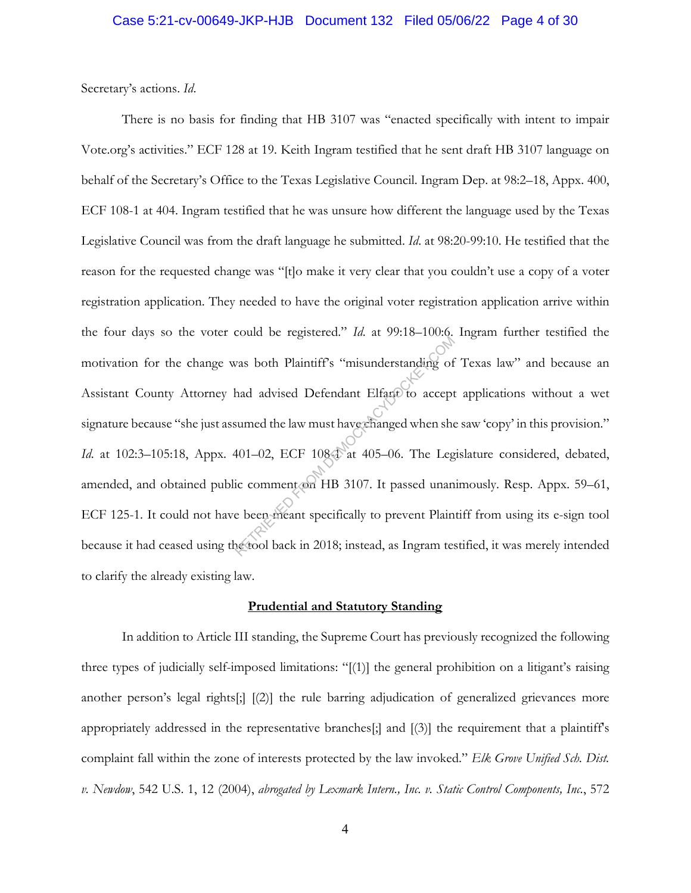Secretary's actions. *Id.*

There is no basis for finding that HB 3107 was "enacted specifically with intent to impair Vote.org's activities." ECF 128 at 19. Keith Ingram testified that he sent draft HB 3107 language on behalf of the Secretary's Office to the Texas Legislative Council. Ingram Dep. at 98:2–18, Appx. 400, ECF 108-1 at 404. Ingram testified that he was unsure how different the language used by the Texas Legislative Council was from the draft language he submitted. *Id.* at 98:20-99:10. He testified that the reason for the requested change was "[t]o make it very clear that you couldn't use a copy of a voter registration application. They needed to have the original voter registration application arrive within the four days so the voter could be registered." *Id.* at 99:18–100:6. Ingram further testified the motivation for the change was both Plaintiff's "misunderstanding of Texas law" and because an Assistant County Attorney had advised Defendant Elfant to accept applications without a wet signature because "she just assumed the law must have changed when she saw 'copy' in this provision." *Id.* at 102:3–105:18, Appx. 401–02, ECF 108-1 at 405–06. The Legislature considered, debated, amended, and obtained public comment on HB 3107. It passed unanimously. Resp. Appx. 59–61, ECF 125-1. It could not have been meant specifically to prevent Plaintiff from using its e-sign tool because it had ceased using the tool back in 2018; instead, as Ingram testified, it was merely intended to clarify the already existing law.

**Prudential and Statutory Standing**

In addition to Article III standing, the Supreme Court has previously recognized the following three types of judicially self-imposed limitations: "[(1)] the general prohibition on a litigant's raising another person's legal rights[;] [(2)] the rule barring adjudication of generalized grievances more appropriately addressed in the representative branches[;] and [(3)] the requirement that a plaintiff's complaint fall within the zone of interests protected by the law invoked." *Elk Grove Unified Sch. Dist. v. Newdow*, 542 U.S. 1, 12 (2004), *abrogated by Lexmark Intern., Inc. v. Static Control Components, Inc.*, 572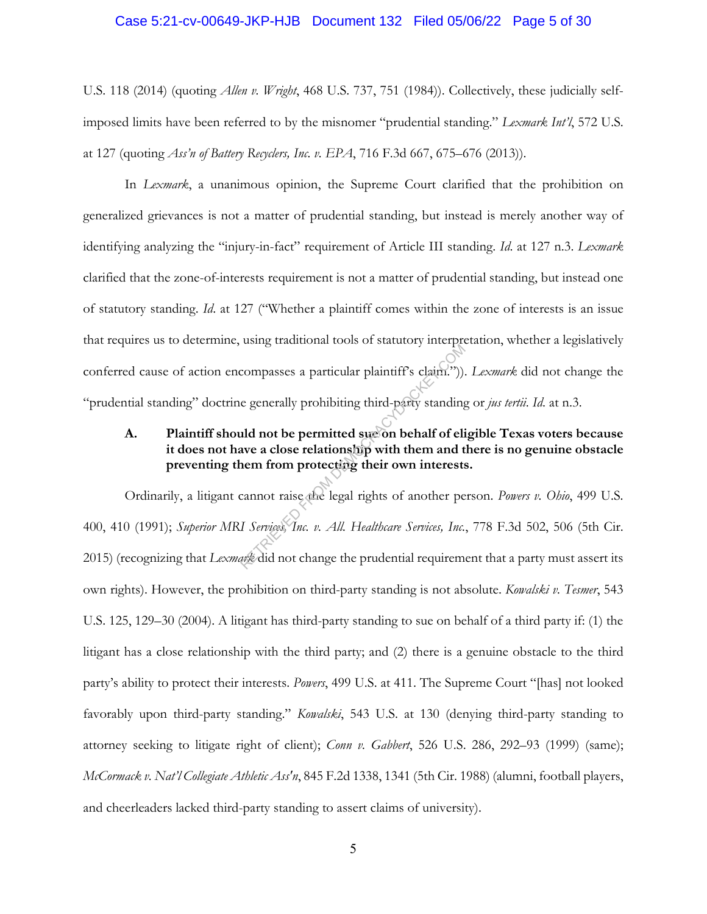U.S. 118 (2014) (quoting *Allen v. Wright*, 468 U.S. 737, 751 (1984)). Collectively, these judicially self-imposed limits have been referred to by the misnomer "prudential standing." *Lexmark Int'l*, 572 U.S. at 127 (quoting *Ass'n of Battery Recyclers, Inc. v. EPA*, 716 F.3d 667, 675–676 (2013)).

In *Lexmark*, a unanimous opinion, the Supreme Court clarified that the prohibition on generalized grievances is not a matter of prudential standing, but instead is merely another way of identifying analyzing the "injury-in-fact" requirement of Article III standing. *Id.* at 127 n.3. *Lexmark* clarified that the zone-of-interests requirement is not a matter of prudential standing, but instead one of statutory standing. *Id.* at 127 ("Whether a plaintiff comes within the zone of interests is an issue that requires us to determine, using traditional tools of statutory interpretation, whether a legislatively conferred cause of action encompasses a particular plaintiff's claim.")). *Lexmark* did not change the "prudential standing" doctrine generally prohibiting third-party standing or *jus tertii*. *Id.* at n.3.

### A. Plaintiff should not be permitted sue on behalf of eligible Texas voters because it does not have a close relationship with them and there is no genuine obstacle preventing them from protecting their own interests.

Ordinarily, a litigant cannot raise the legal rights of another person. *Powers v. Ohio*, 499 U.S. 400, 410 (1991); *Superior MRI Services, Inc. v. All. Healthcare Services, Inc.*, 778 F.3d 502, 506 (5th Cir. 2015) (recognizing that *Lexmark* did not change the prudential requirement that a party must assert its own rights). However, the prohibition on third-party standing is not absolute. *Kowalski v. Tesmer*, 543 U.S. 125, 129–30 (2004). A litigant has third-party standing to sue on behalf of a third party if: (1) the litigant has a close relationship with the third party; and (2) there is a genuine obstacle to the third party's ability to protect their interests. *Powers*, 499 U.S. at 411. The Supreme Court "[has] not looked favorably upon third-party standing." *Kowalski*, 543 U.S. at 130 (denying third-party standing to attorney seeking to litigate right of client); *Conn v. Gabbert*, 526 U.S. 286, 292–93 (1999) (same); *McCormack v. Nat'l Collegiate Athletic Ass'n*, 845 F.2d 1338, 1341 (5th Cir. 1988) (alumni, football players, and cheerleaders lacked third-party standing to assert claims of university).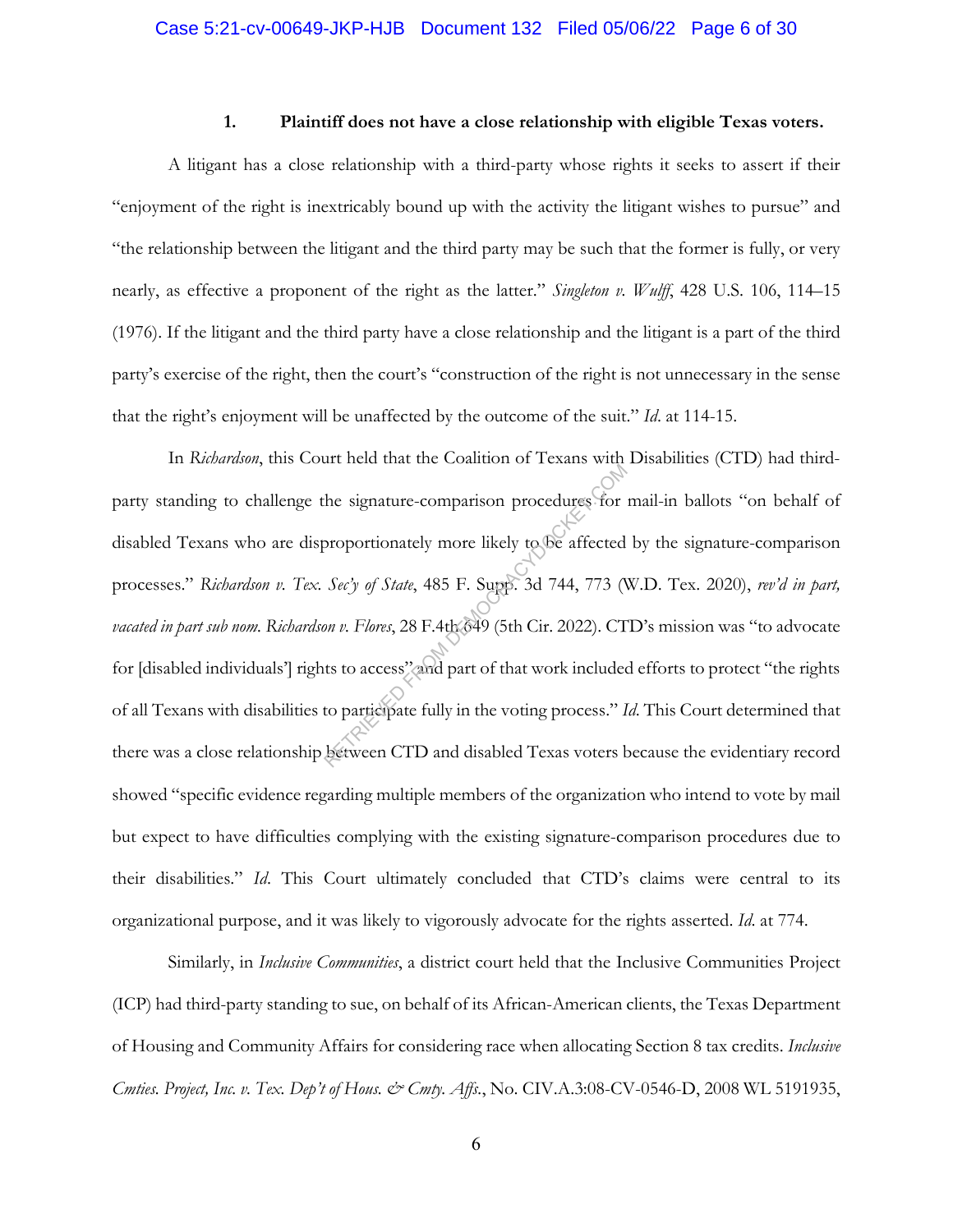### 1. Plaintiff does not have a close relationship with eligible Texas voters.

A litigant has a close relationship with a third-party whose rights it seeks to assert if their "enjoyment of the right is inextricably bound up with the activity the litigant wishes to pursue" and "the relationship between the litigant and the third party may be such that the former is fully, or very nearly, as effective a proponent of the right as the latter." *Singleton v. Wulff*, 428 U.S. 106, 114–15 (1976). If the litigant and the third party have a close relationship and the litigant is a part of the third party's exercise of the right, then the court's "construction of the right is not unnecessary in the sense that the right's enjoyment will be unaffected by the outcome of the suit." *Id.* at 114-15.

In *Richardson*, this Court held that the Coalition of Texans with Disabilities (CTD) had third-party standing to challenge the signature-comparison procedures for mail-in ballots "on behalf of disabled Texans who are disproportionately more likely to be affected by the signature-comparison processes." *Richardson v. Tex. Sec'y of State*, 485 F. Supp. 3d 744, 773 (W.D. Tex. 2020), *rev'd in part, vacated in part sub nom. Richardson v. Flores*, 28 F.4th 649 (5th Cir. 2022). CTD's mission was "to advocate for [disabled individuals'] rights to access" and part of that work included efforts to protect "the rights of all Texans with disabilities to participate fully in the voting process." *Id.* This Court determined that there was a close relationship between CTD and disabled Texas voters because the evidentiary record showed "specific evidence regarding multiple members of the organization who intend to vote by mail but expect to have difficulties complying with the existing signature-comparison procedures due to their disabilities." *Id.* This Court ultimately concluded that CTD's claims were central to its organizational purpose, and it was likely to vigorously advocate for the rights asserted. *Id.* at 774.

Similarly, in *Inclusive Communities*, a district court held that the Inclusive Communities Project (ICP) had third-party standing to sue, on behalf of its African-American clients, the Texas Department of Housing and Community Affairs for considering race when allocating Section 8 tax credits. *Inclusive Cmties. Project, Inc. v. Tex. Dep't of Hous. & Cmty. Affs.*, No. CIV.A.3:08-CV-0546-D, 2008 WL 5191935,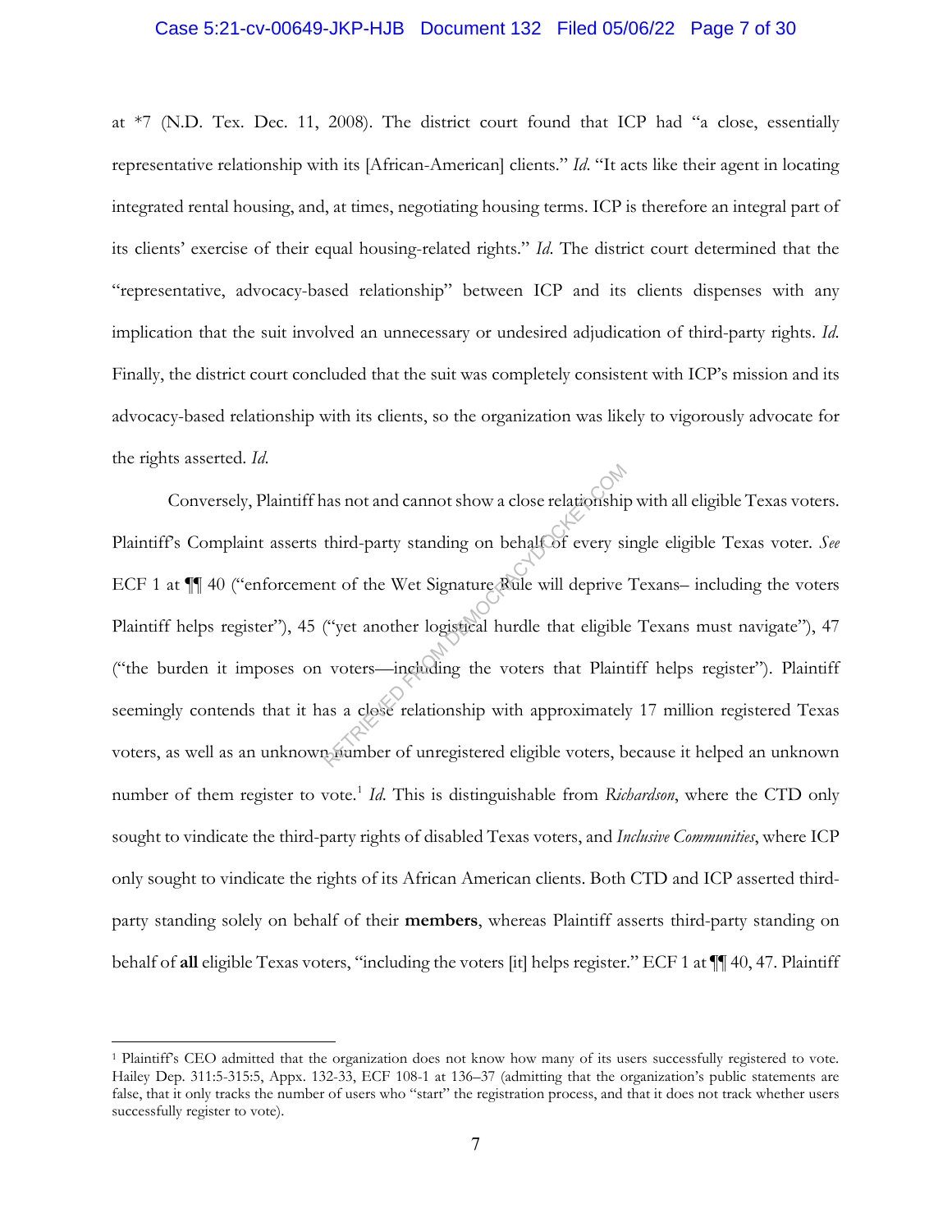at *7 (N.D. Tex. Dec. 11, 2008). The district court found that ICP had "a close, essentially representative relationship with its [African-American] clients." *Id.* "It acts like their agent in locating integrated rental housing, and, at times, negotiating housing terms. ICP is therefore an integral part of its clients' exercise of their equal housing-related rights." *Id.* The district court determined that the "representative, advocacy-based relationship" between ICP and its clients dispenses with any implication that the suit involved an unnecessary or undesired adjudication of third-party rights. *Id.* Finally, the district court concluded that the suit was completely consistent with ICP's mission and its advocacy-based relationship with its clients, so the organization was likely to vigorously advocate for the rights asserted. *Id.*

Conversely, Plaintiff has not and cannot show a close relationship with all eligible Texas voters. Plaintiff's Complaint asserts third-party standing on behalf of every single eligible Texas voter. *See* ECF 1 at ¶¶ 40 ("enforcement of the Wet Signature Rule will deprive Texans– including the voters Plaintiff helps register"), 45 ("yet another logistical hurdle that eligible Texans must navigate"), 47 ("the burden it imposes on voters—including the voters that Plaintiff helps register"). Plaintiff seemingly contends that it has a close relationship with approximately 17 million registered Texas voters, as well as an unknown number of unregistered eligible voters, because it helped an unknown number of them register to vote.[1] *Id.* This is distinguishable from *Richardson*, where the CTD only sought to vindicate the third-party rights of disabled Texas voters, and *Inclusive Communities*, where ICP only sought to vindicate the rights of its African American clients. Both CTD and ICP asserted third-party standing solely on behalf of their **members**, whereas Plaintiff asserts third-party standing on behalf of **all** eligible Texas voters, "including the voters [it] helps register." ECF 1 at ¶¶ 40, 47. Plaintiff

---

[1] Plaintiff's CEO admitted that the organization does not know how many of its users successfully registered to vote. Hailey Dep. 311:5-315:5, Appx. 132-33, ECF 108-1 at 136–37 (admitting that the organization's public statements are false, that it only tracks the number of users who "start" the registration process, and that it does not track whether users successfully register to vote).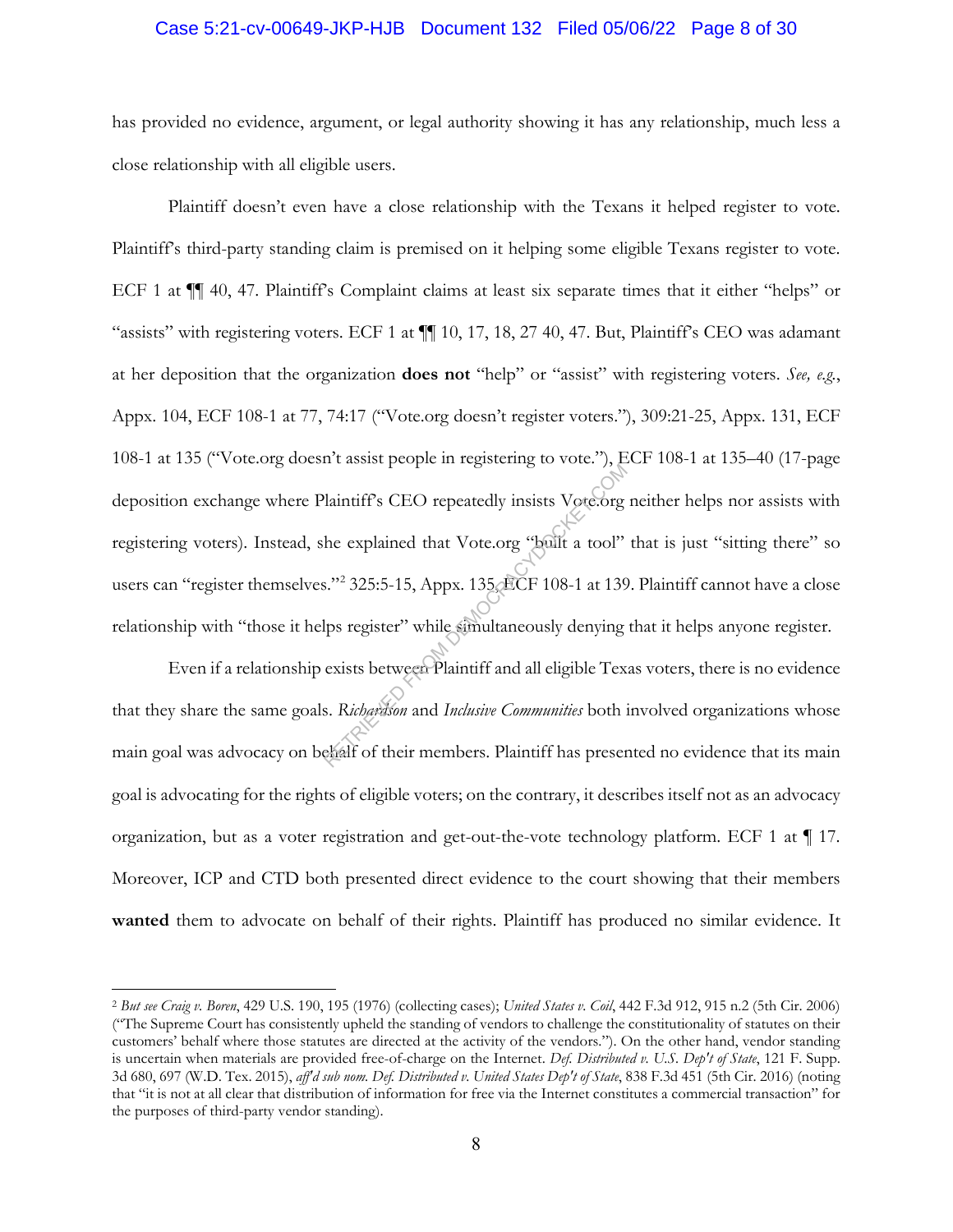has provided no evidence, argument, or legal authority showing it has any relationship, much less a close relationship with all eligible users.

Plaintiff doesn't even have a close relationship with the Texans it helped register to vote. Plaintiff's third-party standing claim is premised on it helping some eligible Texans register to vote. ECF 1 at ¶¶ 40, 47. Plaintiff's Complaint claims at least six separate times that it either "helps" or "assists" with registering voters. ECF 1 at ¶¶ 10, 17, 18, 27 40, 47. But, Plaintiff's CEO was adamant at her deposition that the organization **does not** "help" or "assist" with registering voters. *See, e.g.*, Appx. 104, ECF 108-1 at 77, 74:17 ("Vote.org doesn't register voters."), 309:21-25, Appx. 131, ECF 108-1 at 135 ("Vote.org doesn't assist people in registering to vote."), ECF 108-1 at 135–40 (17-page deposition exchange where Plaintiff's CEO repeatedly insists Vote.org neither helps nor assists with registering voters). Instead, she explained that Vote.org "built a tool" that is just "sitting there" so users can "register themselves."[2] 325:5-15, Appx. 135, ECF 108-1 at 139. Plaintiff cannot have a close relationship with "those it helps register" while simultaneously denying that it helps anyone register.

Even if a relationship exists between Plaintiff and all eligible Texas voters, there is no evidence that they share the same goals. *Richardson* and *Inclusive Communities* both involved organizations whose main goal was advocacy on behalf of their members. Plaintiff has presented no evidence that its main goal is advocating for the rights of eligible voters; on the contrary, it describes itself not as an advocacy organization, but as a voter registration and get-out-the-vote technology platform. ECF 1 at ¶ 17. Moreover, ICP and CTD both presented direct evidence to the court showing that their members **wanted** them to advocate on behalf of their rights. Plaintiff has produced no similar evidence. It

---

[2] *But see Craig v. Boren*, 429 U.S. 190, 195 (1976) (collecting cases); *United States v. Coil*, 442 F.3d 912, 915 n.2 (5th Cir. 2006) ("The Supreme Court has consistently upheld the standing of vendors to challenge the constitutionality of statutes on their customers' behalf where those statutes are directed at the activity of the vendors."). On the other hand, vendor standing is uncertain when materials are provided free-of-charge on the Internet. *Def. Distributed v. U.S. Dep't of State*, 121 F. Supp. 3d 680, 697 (W.D. Tex. 2015), *aff'd sub nom. Def. Distributed v. United States Dep't of State*, 838 F.3d 451 (5th Cir. 2016) (noting that "it is not at all clear that distribution of information for free via the Internet constitutes a commercial transaction" for the purposes of third-party vendor standing).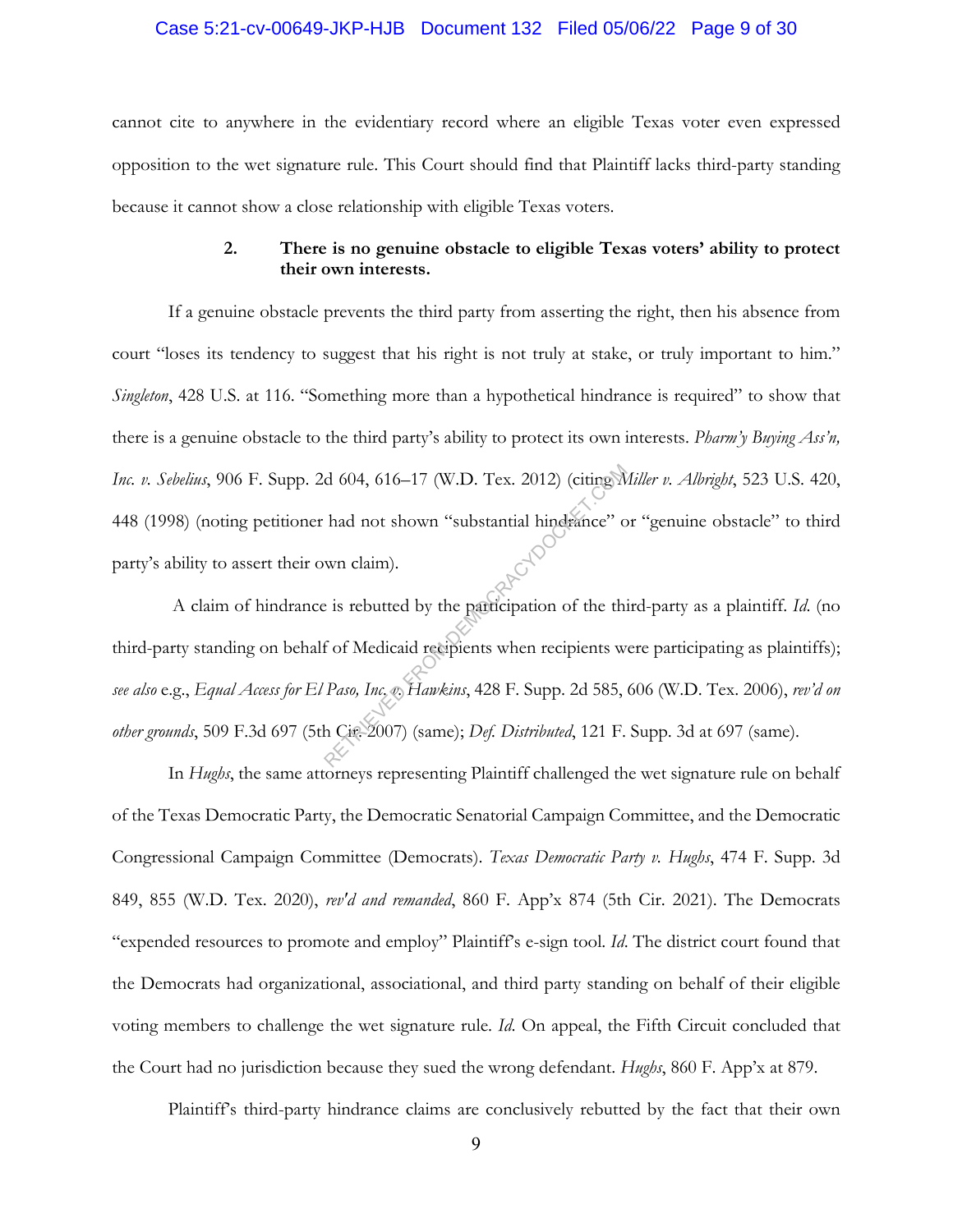cannot cite to anywhere in the evidentiary record where an eligible Texas voter even expressed opposition to the wet signature rule. This Court should find that Plaintiff lacks third-party standing because it cannot show a close relationship with eligible Texas voters.

### 2. There is no genuine obstacle to eligible Texas voters' ability to protect their own interests.

If a genuine obstacle prevents the third party from asserting the right, then his absence from court "loses its tendency to suggest that his right is not truly at stake, or truly important to him." *Singleton*, 428 U.S. at 116. "Something more than a hypothetical hindrance is required" to show that there is a genuine obstacle to the third party's ability to protect its own interests. *Pharm'y Buying Ass'n, Inc. v. Sebelius*, 906 F. Supp. 2d 604, 616–17 (W.D. Tex. 2012) (citing *Miller v. Albright*, 523 U.S. 420, 448 (1998) (noting petitioner had not shown "substantial hindrance" or "genuine obstacle" to third party's ability to assert their own claim).

A claim of hindrance is rebutted by the participation of the third-party as a plaintiff. *Id.* (no third-party standing on behalf of Medicaid recipients when recipients were participating as plaintiffs); *see also* e.g., *Equal Access for El Paso, Inc. v. Hawkins*, 428 F. Supp. 2d 585, 606 (W.D. Tex. 2006), *rev'd on other grounds*, 509 F.3d 697 (5th Cir. 2007) (same); *Def. Distributed*, 121 F. Supp. 3d at 697 (same).

In *Hughs*, the same attorneys representing Plaintiff challenged the wet signature rule on behalf of the Texas Democratic Party, the Democratic Senatorial Campaign Committee, and the Democratic Congressional Campaign Committee (Democrats). *Texas Democratic Party v. Hughs*, 474 F. Supp. 3d 849, 855 (W.D. Tex. 2020), *rev'd and remanded*, 860 F. App'x 874 (5th Cir. 2021). The Democrats "expended resources to promote and employ" Plaintiff's e-sign tool. *Id.* The district court found that the Democrats had organizational, associational, and third party standing on behalf of their eligible voting members to challenge the wet signature rule. *Id.* On appeal, the Fifth Circuit concluded that the Court had no jurisdiction because they sued the wrong defendant. *Hughs*, 860 F. App'x at 879.

Plaintiff's third-party hindrance claims are conclusively rebutted by the fact that their own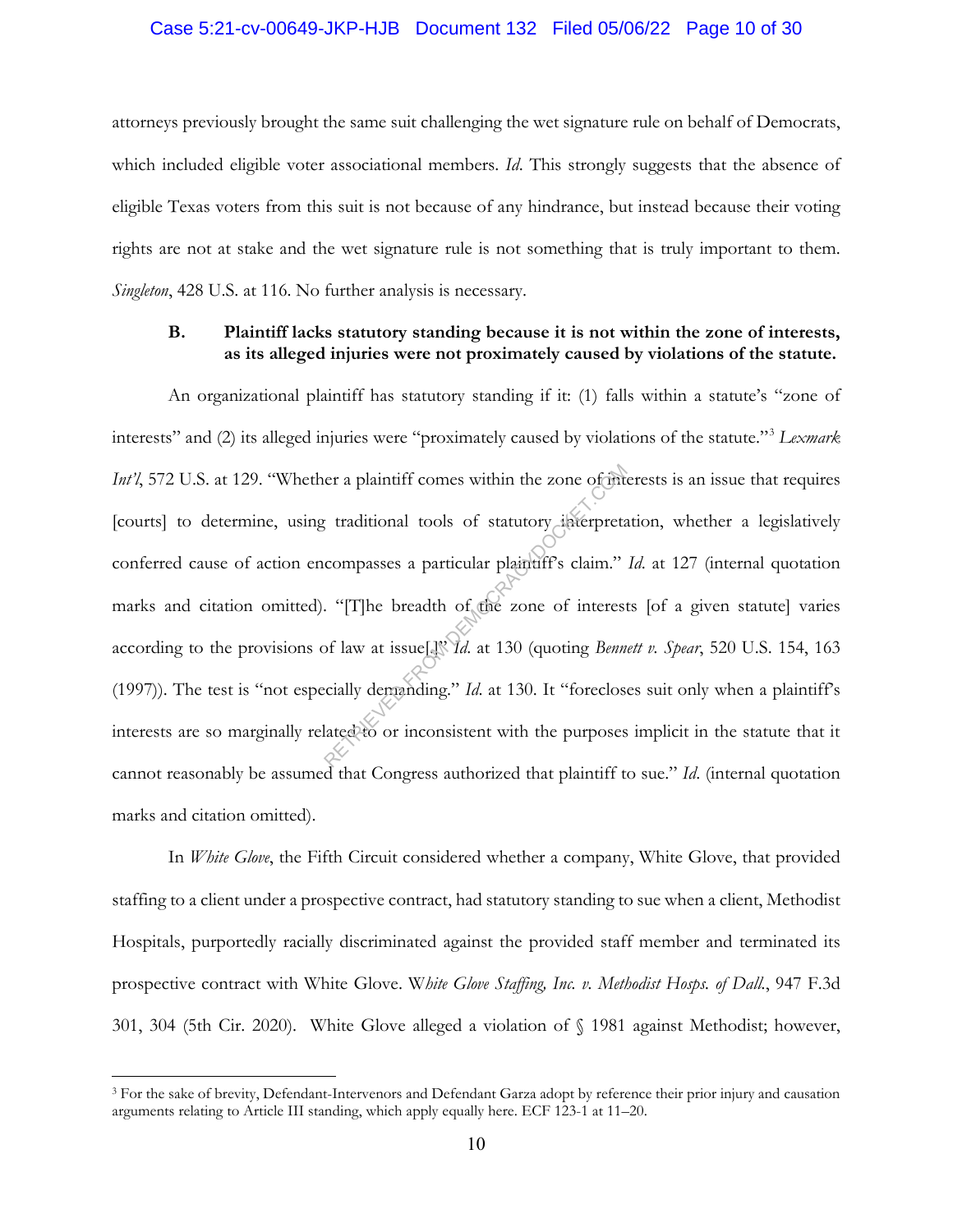attorneys previously brought the same suit challenging the wet signature rule on behalf of Democrats, which included eligible voter associational members. *Id.* This strongly suggests that the absence of eligible Texas voters from this suit is not because of any hindrance, but instead because their voting rights are not at stake and the wet signature rule is not something that is truly important to them. *Singleton*, 428 U.S. at 116. No further analysis is necessary.

**B. Plaintiff lacks statutory standing because it is not within the zone of interests, as its alleged injuries were not proximately caused by violations of the statute.**

An organizational plaintiff has statutory standing if it: (1) falls within a statute's "zone of interests" and (2) its alleged injuries were "proximately caused by violations of the statute."[3] *Lexmark Int'l*, 572 U.S. at 129. "Whether a plaintiff comes within the zone of interests is an issue that requires [courts] to determine, using traditional tools of statutory interpretation, whether a legislatively conferred cause of action encompasses a particular plaintiff's claim." *Id.* at 127 (internal quotation marks and citation omitted). "[T]he breadth of the zone of interests [of a given statute] varies according to the provisions of law at issue[.]" *Id.* at 130 (quoting *Bennett v. Spear*, 520 U.S. 154, 163 (1997)). The test is "not especially demanding." *Id.* at 130. It "forecloses suit only when a plaintiff's interests are so marginally related to or inconsistent with the purposes implicit in the statute that it cannot reasonably be assumed that Congress authorized that plaintiff to sue." *Id.* (internal quotation marks and citation omitted).

In *White Glove*, the Fifth Circuit considered whether a company, White Glove, that provided staffing to a client under a prospective contract, had statutory standing to sue when a client, Methodist Hospitals, purportedly racially discriminated against the provided staff member and terminated its prospective contract with White Glove. *White Glove Staffing, Inc. v. Methodist Hosps. of Dall.*, 947 F.3d 301, 304 (5th Cir. 2020). White Glove alleged a violation of § 1981 against Methodist; however,

[3] For the sake of brevity, Defendant-Intervenors and Defendant Garza adopt by reference their prior injury and causation arguments relating to Article III standing, which apply equally here. ECF 123-1 at 11–20.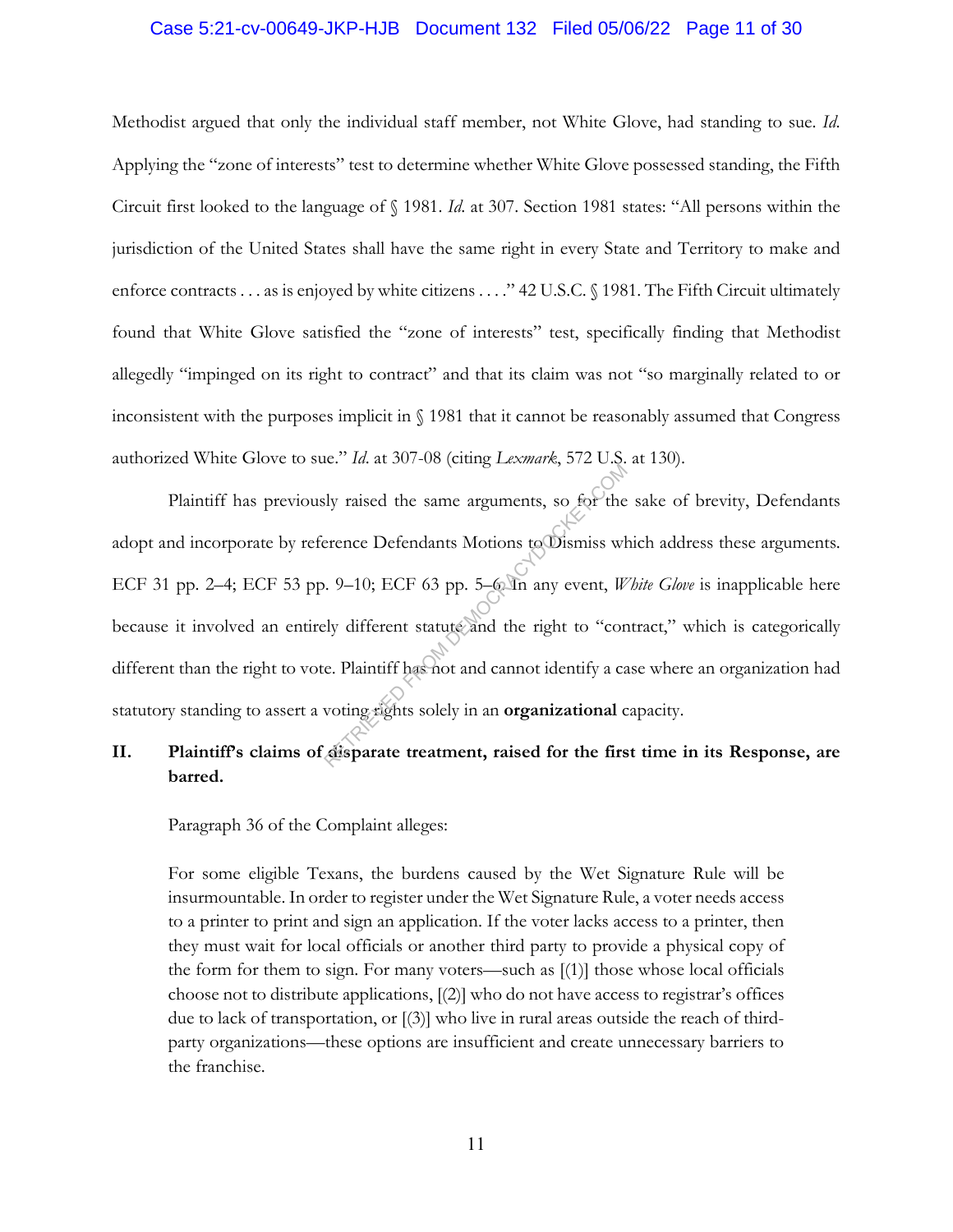Methodist argued that only the individual staff member, not White Glove, had standing to sue. *Id.* Applying the "zone of interests" test to determine whether White Glove possessed standing, the Fifth Circuit first looked to the language of § 1981. *Id.* at 307. Section 1981 states: "All persons within the jurisdiction of the United States shall have the same right in every State and Territory to make and enforce contracts . . . as is enjoyed by white citizens . . . ." 42 U.S.C. § 1981. The Fifth Circuit ultimately found that White Glove satisfied the "zone of interests" test, specifically finding that Methodist allegedly "impinged on its right to contract" and that its claim was not "so marginally related to or inconsistent with the purposes implicit in § 1981 that it cannot be reasonably assumed that Congress authorized White Glove to sue." *Id.* at 307-08 (citing *Lexmark*, 572 U.S. at 130).

Plaintiff has previously raised the same arguments, so for the sake of brevity, Defendants adopt and incorporate by reference Defendants Motions to Dismiss which address these arguments. ECF 31 pp. 2–4; ECF 53 pp. 9–10; ECF 63 pp. 5–6. In any event, *White Glove* is inapplicable here because it involved an entirely different statute and the right to "contract," which is categorically different than the right to vote. Plaintiff has not and cannot identify a case where an organization had statutory standing to assert a voting rights solely in an **organizational** capacity.

## II. Plaintiff's claims of disparate treatment, raised for the first time in its Response, are barred.

Paragraph 36 of the Complaint alleges:

> For some eligible Texans, the burdens caused by the Wet Signature Rule will be insurmountable. In order to register under the Wet Signature Rule, a voter needs access to a printer to print and sign an application. If the voter lacks access to a printer, then they must wait for local officials or another third party to provide a physical copy of the form for them to sign. For many voters—such as [(1)] those whose local officials choose not to distribute applications, [(2)] who do not have access to registrar's offices due to lack of transportation, or [(3)] who live in rural areas outside the reach of third-party organizations—these options are insufficient and create unnecessary barriers to the franchise.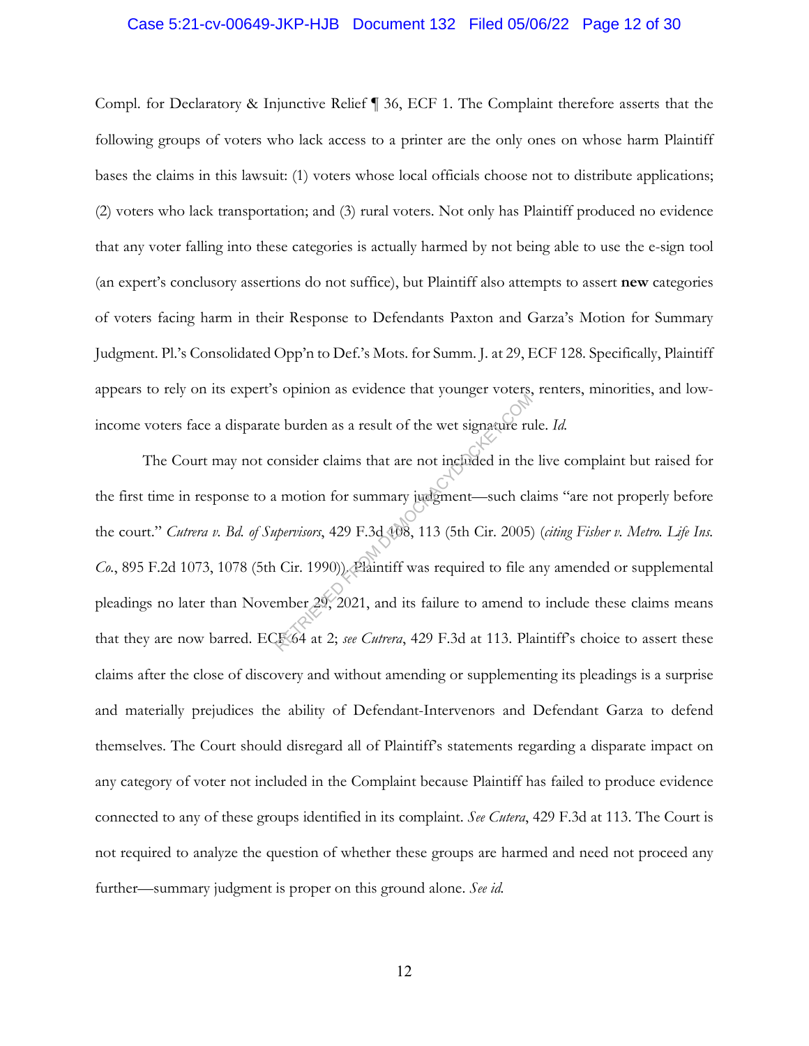Compl. for Declaratory & Injunctive Relief ¶ 36, ECF 1. The Complaint therefore asserts that the following groups of voters who lack access to a printer are the only ones on whose harm Plaintiff bases the claims in this lawsuit: (1) voters whose local officials choose not to distribute applications; (2) voters who lack transportation; and (3) rural voters. Not only has Plaintiff produced no evidence that any voter falling into these categories is actually harmed by not being able to use the e-sign tool (an expert's conclusory assertions do not suffice), but Plaintiff also attempts to assert **new** categories of voters facing harm in their Response to Defendants Paxton and Garza's Motion for Summary Judgment. Pl.'s Consolidated Opp'n to Def.'s Mots. for Summ. J. at 29, ECF 128. Specifically, Plaintiff appears to rely on its expert's opinion as evidence that younger voters, renters, minorities, and low-income voters face a disparate burden as a result of the wet signature rule. *Id.*

The Court may not consider claims that are not included in the live complaint but raised for the first time in response to a motion for summary judgment—such claims "are not properly before the court." *Cutrera v. Bd. of Supervisors*, 429 F.3d 108, 113 (5th Cir. 2005) (*citing Fisher v. Metro. Life Ins. Co.*, 895 F.2d 1073, 1078 (5th Cir. 1990)). Plaintiff was required to file any amended or supplemental pleadings no later than November 29, 2021, and its failure to amend to include these claims means that they are now barred. ECF 64 at 2; *see Cutrera*, 429 F.3d at 113. Plaintiff's choice to assert these claims after the close of discovery and without amending or supplementing its pleadings is a surprise and materially prejudices the ability of Defendant-Intervenors and Defendant Garza to defend themselves. The Court should disregard all of Plaintiff's statements regarding a disparate impact on any category of voter not included in the Complaint because Plaintiff has failed to produce evidence connected to any of these groups identified in its complaint. *See Cutera*, 429 F.3d at 113. The Court is not required to analyze the question of whether these groups are harmed and need not proceed any further—summary judgment is proper on this ground alone. *See id.*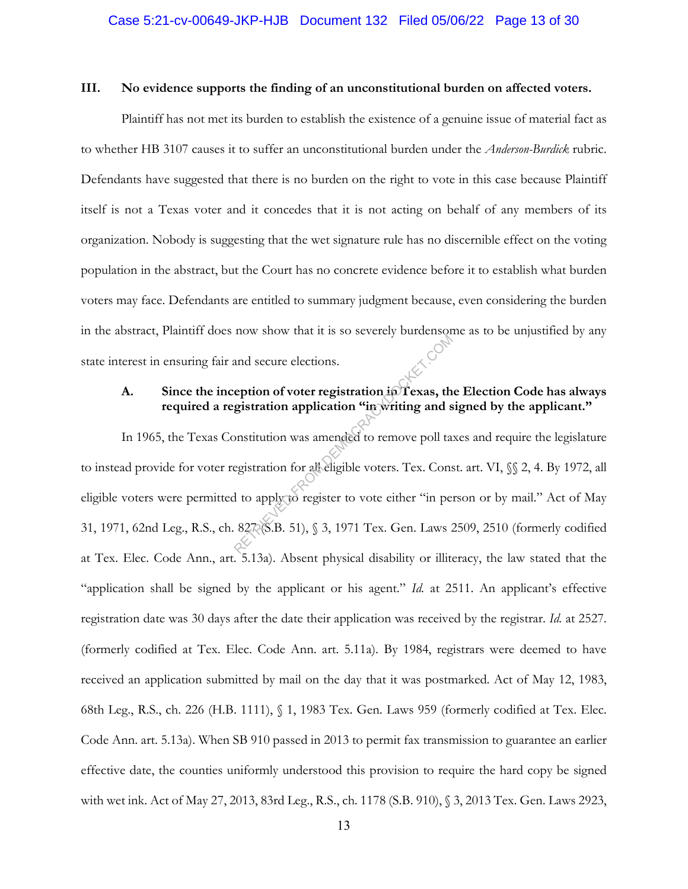## III. No evidence supports the finding of an unconstitutional burden on affected voters.

Plaintiff has not met its burden to establish the existence of a genuine issue of material fact as to whether HB 3107 causes it to suffer an unconstitutional burden under the *Anderson-Burdick* rubric. Defendants have suggested that there is no burden on the right to vote in this case because Plaintiff itself is not a Texas voter and it concedes that it is not acting on behalf of any members of its organization. Nobody is suggesting that the wet signature rule has no discernible effect on the voting population in the abstract, but the Court has no concrete evidence before it to establish what burden voters may face. Defendants are entitled to summary judgment because, even considering the burden in the abstract, Plaintiff does now show that it is so severely burdensome as to be unjustified by any state interest in ensuring fair and secure elections.

### A. Since the inception of voter registration in Texas, the Election Code has always required a registration application "in writing and signed by the applicant."

In 1965, the Texas Constitution was amended to remove poll taxes and require the legislature to instead provide for voter registration for all eligible voters. Tex. Const. art. VI, §§ 2, 4. By 1972, all eligible voters were permitted to apply to register to vote either "in person or by mail." Act of May 31, 1971, 62nd Leg., R.S., ch. 827 (S.B. 51), § 3, 1971 Tex. Gen. Laws 2509, 2510 (formerly codified at Tex. Elec. Code Ann., art. 5.13a). Absent physical disability or illiteracy, the law stated that the "application shall be signed by the applicant or his agent." *Id.* at 2511. An applicant's effective registration date was 30 days after the date their application was received by the registrar. *Id.* at 2527. (formerly codified at Tex. Elec. Code Ann. art. 5.11a). By 1984, registrars were deemed to have received an application submitted by mail on the day that it was postmarked. Act of May 12, 1983, 68th Leg., R.S., ch. 226 (H.B. 1111), § 1, 1983 Tex. Gen. Laws 959 (formerly codified at Tex. Elec. Code Ann. art. 5.13a). When SB 910 passed in 2013 to permit fax transmission to guarantee an earlier effective date, the counties uniformly understood this provision to require the hard copy be signed with wet ink. Act of May 27, 2013, 83rd Leg., R.S., ch. 1178 (S.B. 910), § 3, 2013 Tex. Gen. Laws 2923,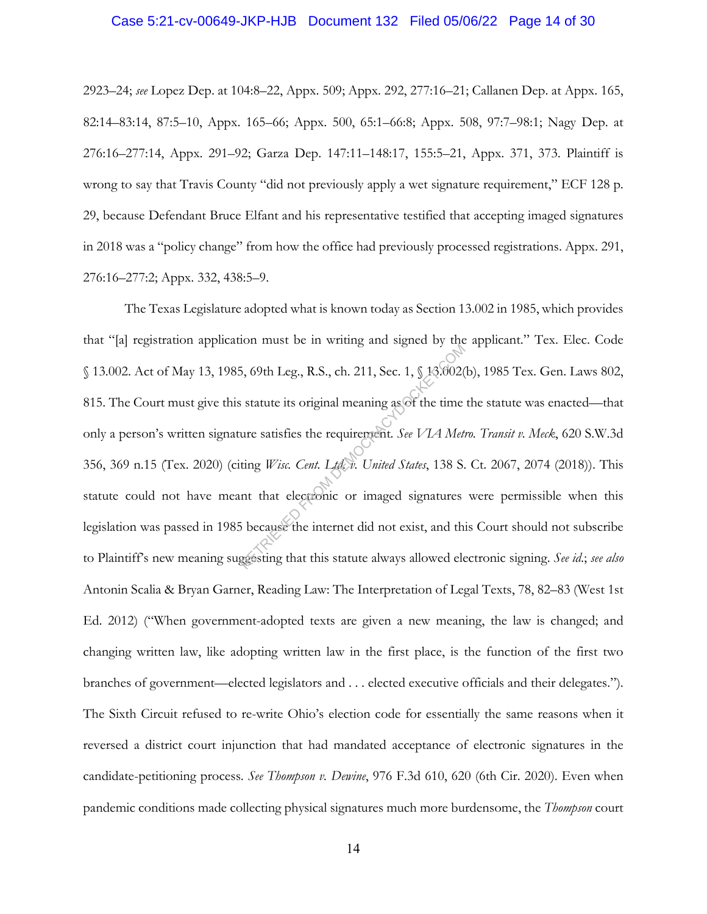2923–24; *see* Lopez Dep. at 104:8–22, Appx. 509; Appx. 292, 277:16–21; Callanen Dep. at Appx. 165, 82:14–83:14, 87:5–10, Appx. 165–66; Appx. 500, 65:1–66:8; Appx. 508, 97:7–98:1; Nagy Dep. at 276:16–277:14, Appx. 291–92; Garza Dep. 147:11–148:17, 155:5–21, Appx. 371, 373. Plaintiff is wrong to say that Travis County "did not previously apply a wet signature requirement," ECF 128 p. 29, because Defendant Bruce Elfant and his representative testified that accepting imaged signatures in 2018 was a "policy change" from how the office had previously processed registrations. Appx. 291, 276:16–277:2; Appx. 332, 438:5–9.

The Texas Legislature adopted what is known today as Section 13.002 in 1985, which provides that "[a] registration application must be in writing and signed by the applicant." Tex. Elec. Code § 13.002. Act of May 13, 1985, 69th Leg., R.S., ch. 211, Sec. 1, § 13.002(b), 1985 Tex. Gen. Laws 802, 815. The Court must give this statute its original meaning as of the time the statute was enacted—that only a person's written signature satisfies the requirement. *See VIA Metro. Transit v. Meck*, 620 S.W.3d 356, 369 n.15 (Tex. 2020) (citing *Wisc. Cent. Ltd. v. United States*, 138 S. Ct. 2067, 2074 (2018)). This statute could not have meant that electronic or imaged signatures were permissible when this legislation was passed in 1985 because the internet did not exist, and this Court should not subscribe to Plaintiff's new meaning suggesting that this statute always allowed electronic signing. *See id.*; *see also* Antonin Scalia & Bryan Garner, Reading Law: The Interpretation of Legal Texts, 78, 82–83 (West 1st Ed. 2012) ("When government-adopted texts are given a new meaning, the law is changed; and changing written law, like adopting written law in the first place, is the function of the first two branches of government—elected legislators and . . . elected executive officials and their delegates."). The Sixth Circuit refused to re-write Ohio's election code for essentially the same reasons when it reversed a district court injunction that had mandated acceptance of electronic signatures in the candidate-petitioning process. *See Thompson v. Dewine*, 976 F.3d 610, 620 (6th Cir. 2020). Even when pandemic conditions made collecting physical signatures much more burdensome, the *Thompson* court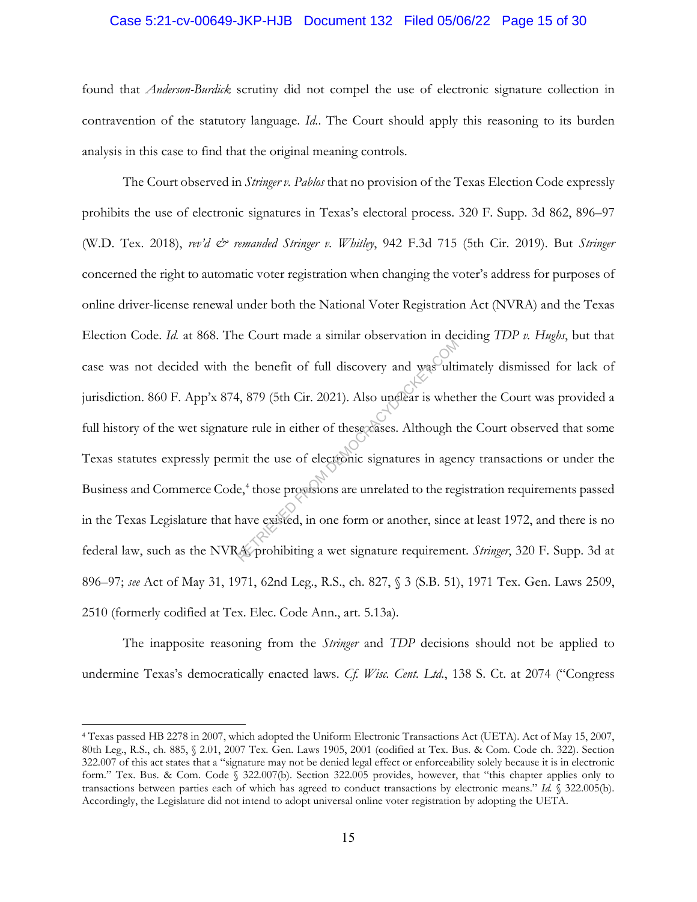found that *Anderson-Burdick* scrutiny did not compel the use of electronic signature collection in contravention of the statutory language. *Id.*. The Court should apply this reasoning to its burden analysis in this case to find that the original meaning controls.

The Court observed in *Stringer v. Pablos* that no provision of the Texas Election Code expressly prohibits the use of electronic signatures in Texas's electoral process. 320 F. Supp. 3d 862, 896–97 (W.D. Tex. 2018), *rev'd & remanded Stringer v. Whitley*, 942 F.3d 715 (5th Cir. 2019). But *Stringer* concerned the right to automatic voter registration when changing the voter's address for purposes of online driver-license renewal under both the National Voter Registration Act (NVRA) and the Texas Election Code. *Id.* at 868. The Court made a similar observation in deciding *TDP v. Hughs*, but that case was not decided with the benefit of full discovery and was ultimately dismissed for lack of jurisdiction. 860 F. App'x 874, 879 (5th Cir. 2021). Also unclear is whether the Court was provided a full history of the wet signature rule in either of these cases. Although the Court observed that some Texas statutes expressly permit the use of electronic signatures in agency transactions or under the Business and Commerce Code,[4] those provisions are unrelated to the registration requirements passed in the Texas Legislature that have existed, in one form or another, since at least 1972, and there is no federal law, such as the NVRA, prohibiting a wet signature requirement. *Stringer*, 320 F. Supp. 3d at 896–97; *see* Act of May 31, 1971, 62nd Leg., R.S., ch. 827, § 3 (S.B. 51), 1971 Tex. Gen. Laws 2509, 2510 (formerly codified at Tex. Elec. Code Ann., art. 5.13a).

The inapposite reasoning from the *Stringer* and *TDP* decisions should not be applied to undermine Texas's democratically enacted laws. *Cf. Wisc. Cent. Ltd.*, 138 S. Ct. at 2074 ("Congress

---

[4] Texas passed HB 2278 in 2007, which adopted the Uniform Electronic Transactions Act (UETA). Act of May 15, 2007, 80th Leg., R.S., ch. 885, § 2.01, 2007 Tex. Gen. Laws 1905, 2001 (codified at Tex. Bus. & Com. Code ch. 322). Section 322.007 of this act states that a "signature may not be denied legal effect or enforceability solely because it is in electronic form." Tex. Bus. & Com. Code § 322.007(b). Section 322.005 provides, however, that "this chapter applies only to transactions between parties each of which has agreed to conduct transactions by electronic means." *Id.* § 322.005(b). Accordingly, the Legislature did not intend to adopt universal online voter registration by adopting the UETA.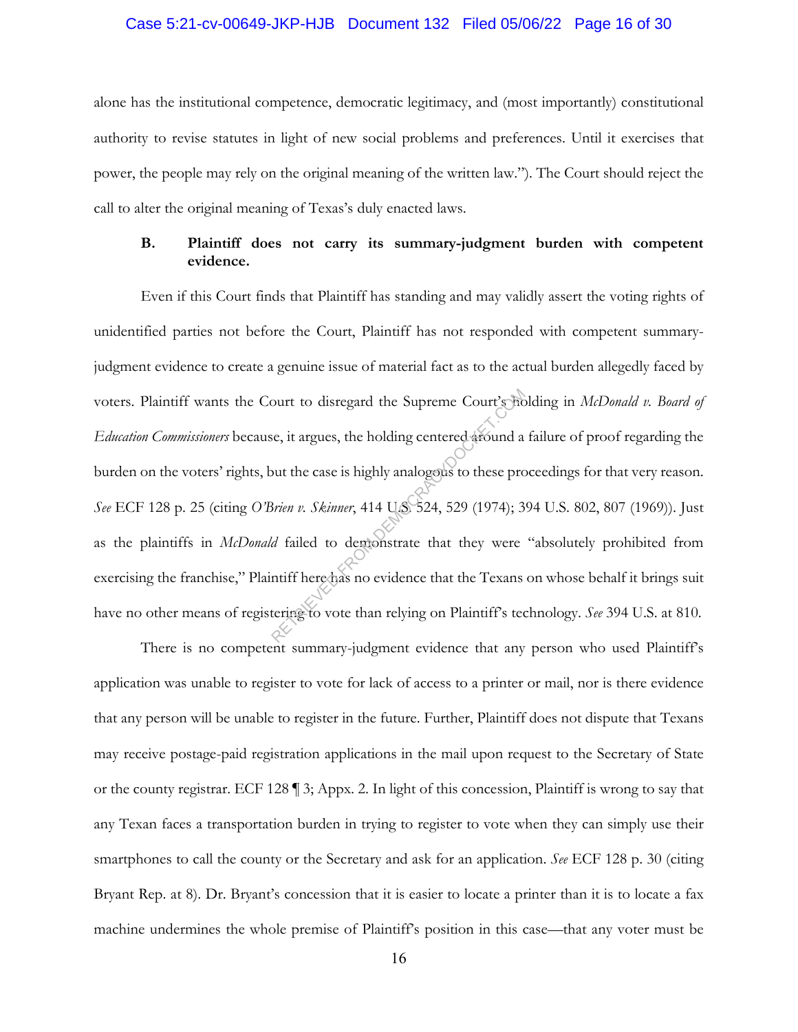alone has the institutional competence, democratic legitimacy, and (most importantly) constitutional authority to revise statutes in light of new social problems and preferences. Until it exercises that power, the people may rely on the original meaning of the written law."). The Court should reject the call to alter the original meaning of Texas's duly enacted laws.

### B. Plaintiff does not carry its summary-judgment burden with competent evidence.

Even if this Court finds that Plaintiff has standing and may validly assert the voting rights of unidentified parties not before the Court, Plaintiff has not responded with competent summary-judgment evidence to create a genuine issue of material fact as to the actual burden allegedly faced by voters. Plaintiff wants the Court to disregard the Supreme Court's holding in *McDonald v. Board of Education Commissioners* because, it argues, the holding centered around a failure of proof regarding the burden on the voters' rights, but the case is highly analogous to these proceedings for that very reason. *See* ECF 128 p. 25 (citing *O'Brien v. Skinner*, 414 U.S. 524, 529 (1974); 394 U.S. 802, 807 (1969)). Just as the plaintiffs in *McDonald* failed to demonstrate that they were "absolutely prohibited from exercising the franchise," Plaintiff here has no evidence that the Texans on whose behalf it brings suit have no other means of registering to vote than relying on Plaintiff's technology. *See* 394 U.S. at 810.

There is no competent summary-judgment evidence that any person who used Plaintiff's application was unable to register to vote for lack of access to a printer or mail, nor is there evidence that any person will be unable to register in the future. Further, Plaintiff does not dispute that Texans may receive postage-paid registration applications in the mail upon request to the Secretary of State or the county registrar. ECF 128 ¶ 3; Appx. 2. In light of this concession, Plaintiff is wrong to say that any Texan faces a transportation burden in trying to register to vote when they can simply use their smartphones to call the county or the Secretary and ask for an application. *See* ECF 128 p. 30 (citing Bryant Rep. at 8). Dr. Bryant's concession that it is easier to locate a printer than it is to locate a fax machine undermines the whole premise of Plaintiff's position in this case—that any voter must be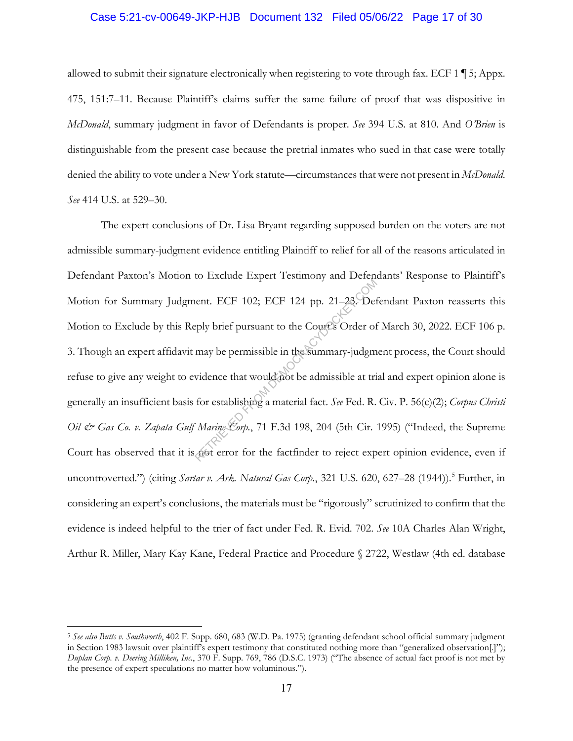allowed to submit their signature electronically when registering to vote through fax. ECF 1 ¶ 5; Appx. 475, 151:7–11. Because Plaintiff's claims suffer the same failure of proof that was dispositive in *McDonald*, summary judgment in favor of Defendants is proper. *See* 394 U.S. at 810. And *O'Brien* is distinguishable from the present case because the pretrial inmates who sued in that case were totally denied the ability to vote under a New York statute—circumstances that were not present in *McDonald*. *See* 414 U.S. at 529–30.

The expert conclusions of Dr. Lisa Bryant regarding supposed burden on the voters are not admissible summary-judgment evidence entitling Plaintiff to relief for all of the reasons articulated in Defendant Paxton's Motion to Exclude Expert Testimony and Defendants' Response to Plaintiff's Motion for Summary Judgment. ECF 102; ECF 124 pp. 21–23. Defendant Paxton reasserts this Motion to Exclude by this Reply brief pursuant to the Court's Order of March 30, 2022. ECF 106 p. 3. Though an expert affidavit may be permissible in the summary-judgment process, the Court should refuse to give any weight to evidence that would not be admissible at trial and expert opinion alone is generally an insufficient basis for establishing a material fact. *See* Fed. R. Civ. P. 56(c)(2); *Corpus Christi Oil & Gas Co. v. Zapata Gulf Marine Corp.*, 71 F.3d 198, 204 (5th Cir. 1995) ("Indeed, the Supreme Court has observed that it is not error for the factfinder to reject expert opinion evidence, even if uncontroverted.") (citing *Sartar v. Ark. Natural Gas Corp.*, 321 U.S. 620, 627–28 (1944)).[5] Further, in considering an expert's conclusions, the materials must be "rigorously" scrutinized to confirm that the evidence is indeed helpful to the trier of fact under Fed. R. Evid. 702. *See* 10A Charles Alan Wright, Arthur R. Miller, Mary Kay Kane, Federal Practice and Procedure § 2722, Westlaw (4th ed. database

---

[5] *See also Butts v. Southworth*, 402 F. Supp. 680, 683 (W.D. Pa. 1975) (granting defendant school official summary judgment in Section 1983 lawsuit over plaintiff's expert testimony that constituted nothing more than "generalized observation[.]"); *Duplan Corp. v. Deering Milliken, Inc.*, 370 F. Supp. 769, 786 (D.S.C. 1973) ("The absence of actual fact proof is not met by the presence of expert speculations no matter how voluminous.").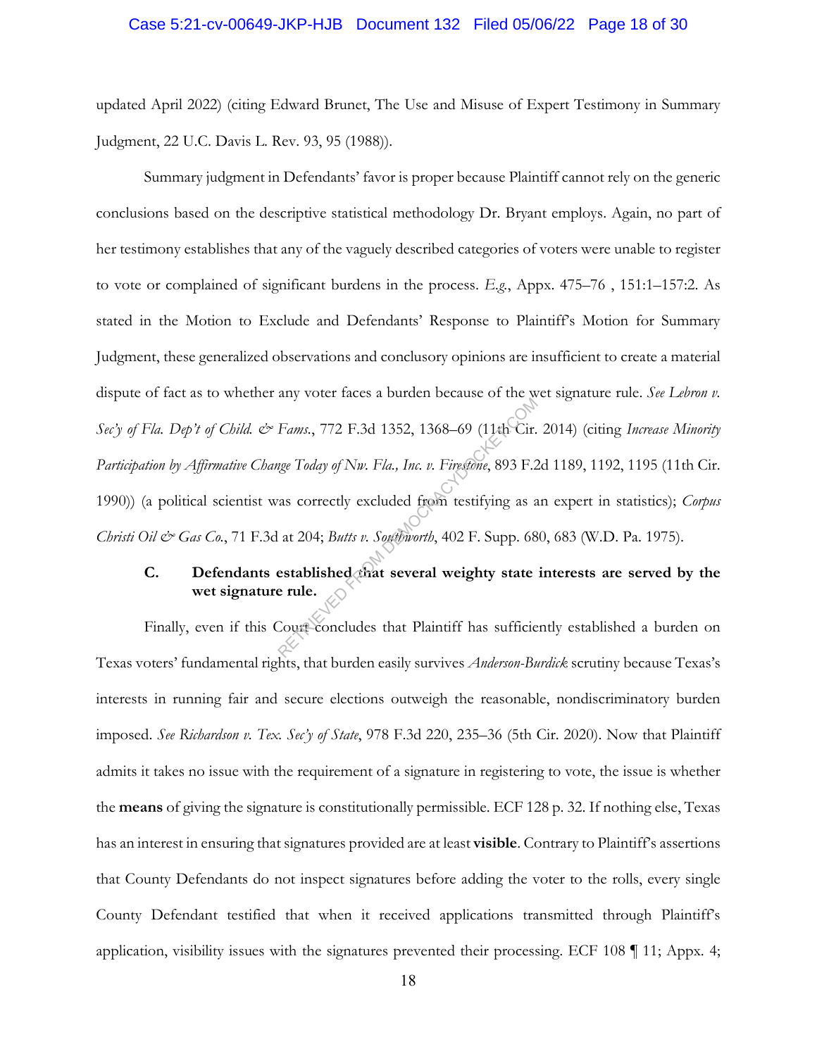updated April 2022) (citing Edward Brunet, The Use and Misuse of Expert Testimony in Summary Judgment, 22 U.C. Davis L. Rev. 93, 95 (1988)).

Summary judgment in Defendants' favor is proper because Plaintiff cannot rely on the generic conclusions based on the descriptive statistical methodology Dr. Bryant employs. Again, no part of her testimony establishes that any of the vaguely described categories of voters were unable to register to vote or complained of significant burdens in the process. *E.g.*, Appx. 475–76 , 151:1–157:2. As stated in the Motion to Exclude and Defendants' Response to Plaintiff's Motion for Summary Judgment, these generalized observations and conclusory opinions are insufficient to create a material dispute of fact as to whether any voter faces a burden because of the wet signature rule. *See Lebron v. Sec'y of Fla. Dep't of Child. & Fams.*, 772 F.3d 1352, 1368–69 (11th Cir. 2014) (citing *Increase Minority Participation by Affirmative Change Today of Nw. Fla., Inc. v. Firestone*, 893 F.2d 1189, 1192, 1195 (11th Cir. 1990)) (a political scientist was correctly excluded from testifying as an expert in statistics); *Corpus Christi Oil & Gas Co.*, 71 F.3d at 204; *Butts v. Southworth*, 402 F. Supp. 680, 683 (W.D. Pa. 1975).

### C. Defendants established that several weighty state interests are served by the wet signature rule.

Finally, even if this Court concludes that Plaintiff has sufficiently established a burden on Texas voters' fundamental rights, that burden easily survives *Anderson-Burdick* scrutiny because Texas's interests in running fair and secure elections outweigh the reasonable, nondiscriminatory burden imposed. *See Richardson v. Tex. Sec'y of State*, 978 F.3d 220, 235–36 (5th Cir. 2020). Now that Plaintiff admits it takes no issue with the requirement of a signature in registering to vote, the issue is whether the **means** of giving the signature is constitutionally permissible. ECF 128 p. 32. If nothing else, Texas has an interest in ensuring that signatures provided are at least **visible**. Contrary to Plaintiff's assertions that County Defendants do not inspect signatures before adding the voter to the rolls, every single County Defendant testified that when it received applications transmitted through Plaintiff's application, visibility issues with the signatures prevented their processing. ECF 108 ¶ 11; Appx. 4;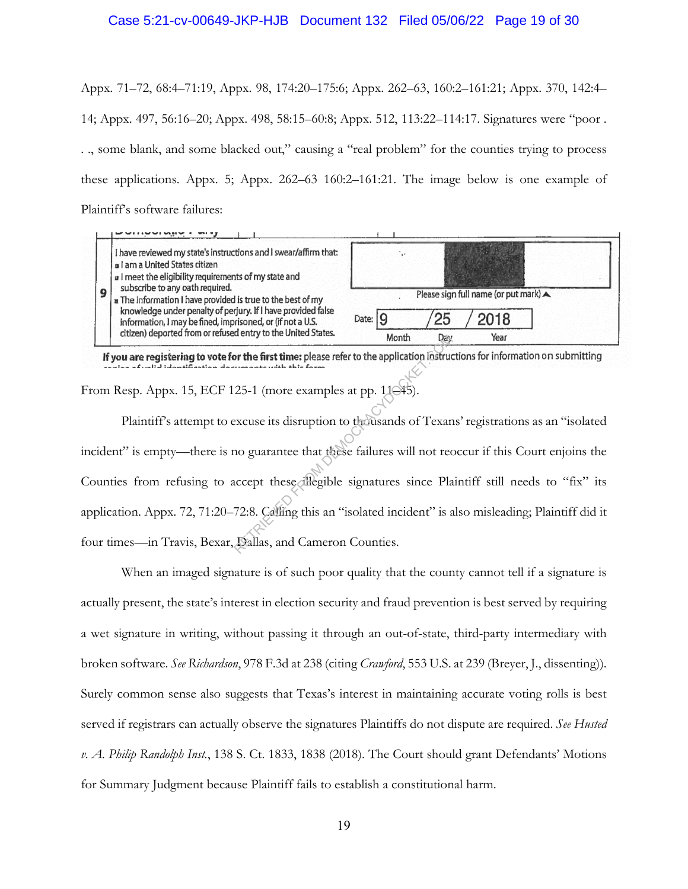Appx. 71–72, 68:4–71:19, Appx. 98, 174:20–175:6; Appx. 262–63, 160:2–161:21; Appx. 370, 142:4–14; Appx. 497, 56:16–20; Appx. 498, 58:15–60:8; Appx. 512, 113:22–114:17. Signatures were "poor . . ., some blank, and some blacked out," causing a "real problem" for the counties trying to process these applications. Appx. 5; Appx. 262–63 160:2–161:21. The image below is one example of Plaintiff's software failures:

> 9 I have reviewed my state's instructions and I swear/affirm that:
> - I am a United States citizen
> - I meet the eligibility requirements of my state and subscribe to any oath required.
> - The information I have provided is true to the best of my knowledge under penalty of perjury. If I have provided false information, I may be fined, imprisoned, or (if not a U.S. citizen) deported from or refused entry to the United States.
>
> Please sign full name (or put mark) ▲
>
> Date: 9 / 25 / 2018 (Month / Day / Year)
>
> **If you are registering to vote for the first time:** please refer to the application instructions for information on submitting

From Resp. Appx. 15, ECF 125-1 (more examples at pp. 11–45).

Plaintiff's attempt to excuse its disruption to thousands of Texans' registrations as an "isolated incident" is empty—there is no guarantee that these failures will not reoccur if this Court enjoins the Counties from refusing to accept these illegible signatures since Plaintiff still needs to "fix" its application. Appx. 72, 71:20–72:8. Calling this an "isolated incident" is also misleading; Plaintiff did it four times—in Travis, Bexar, Dallas, and Cameron Counties.

When an imaged signature is of such poor quality that the county cannot tell if a signature is actually present, the state's interest in election security and fraud prevention is best served by requiring a wet signature in writing, without passing it through an out-of-state, third-party intermediary with broken software. *See Richardson*, 978 F.3d at 238 (citing *Crawford*, 553 U.S. at 239 (Breyer, J., dissenting)). Surely common sense also suggests that Texas's interest in maintaining accurate voting rolls is best served if registrars can actually observe the signatures Plaintiffs do not dispute are required. *See Husted v. A. Philip Randolph Inst.*, 138 S. Ct. 1833, 1838 (2018). The Court should grant Defendants' Motions for Summary Judgment because Plaintiff fails to establish a constitutional harm.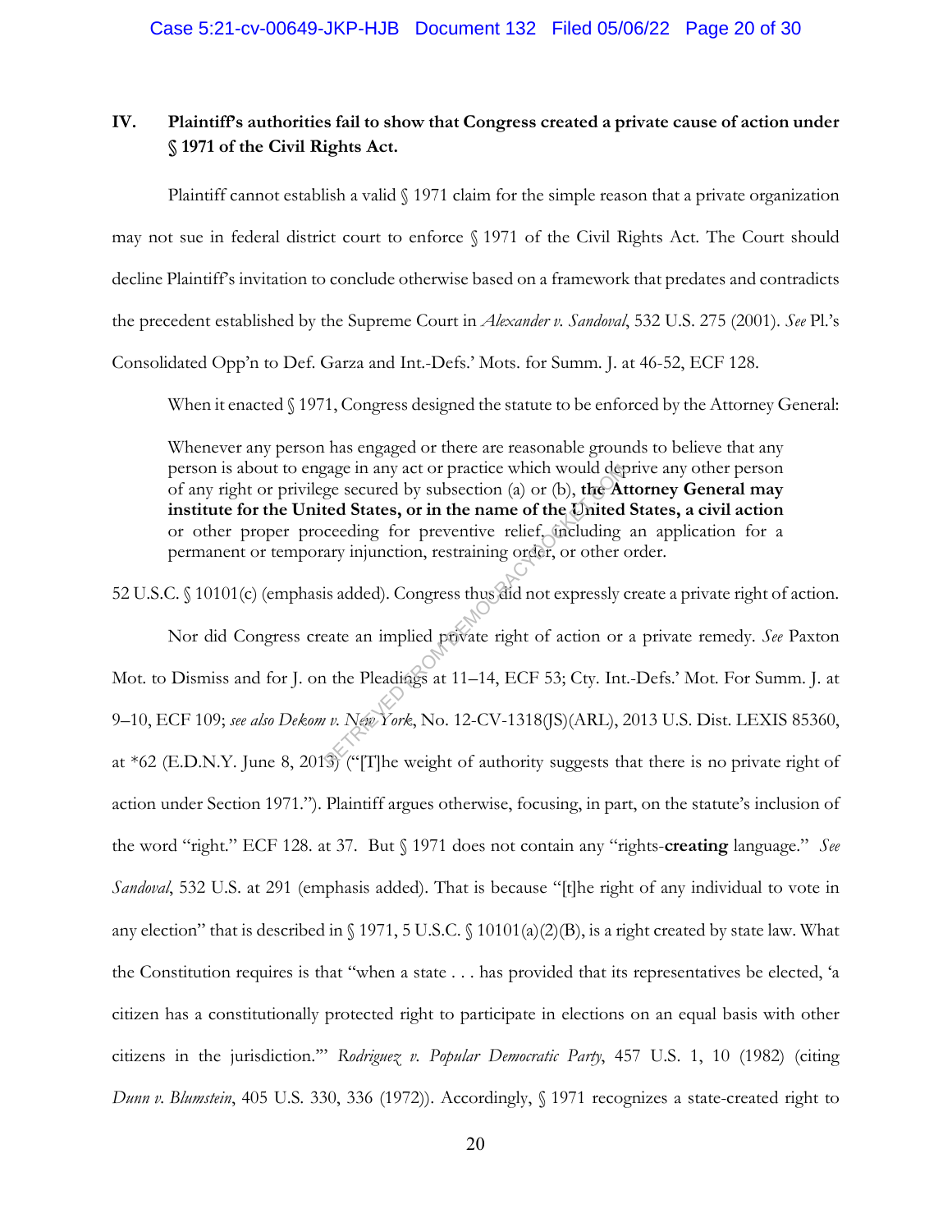## IV. Plaintiff's authorities fail to show that Congress created a private cause of action under § 1971 of the Civil Rights Act.

Plaintiff cannot establish a valid § 1971 claim for the simple reason that a private organization may not sue in federal district court to enforce § 1971 of the Civil Rights Act. The Court should decline Plaintiff's invitation to conclude otherwise based on a framework that predates and contradicts the precedent established by the Supreme Court in *Alexander v. Sandoval*, 532 U.S. 275 (2001). *See* Pl.'s Consolidated Opp'n to Def. Garza and Int.-Defs.' Mots. for Summ. J. at 46-52, ECF 128.

When it enacted § 1971, Congress designed the statute to be enforced by the Attorney General:

> Whenever any person has engaged or there are reasonable grounds to believe that any person is about to engage in any act or practice which would deprive any other person of any right or privilege secured by subsection (a) or (b), **the Attorney General may institute for the United States, or in the name of the United States, a civil action** or other proper proceeding for preventive relief, including an application for a permanent or temporary injunction, restraining order, or other order.

52 U.S.C. § 10101(c) (emphasis added). Congress thus did not expressly create a private right of action.

Nor did Congress create an implied private right of action or a private remedy. *See* Paxton Mot. to Dismiss and for J. on the Pleadings at 11–14, ECF 53; Cty. Int.-Defs.' Mot. For Summ. J. at 9–10, ECF 109; *see also Dekom v. New York*, No. 12-CV-1318(JS)(ARL), 2013 U.S. Dist. LEXIS 85360, at *62 (E.D.N.Y. June 8, 2013) ("[T]he weight of authority suggests that there is no private right of action under Section 1971."). Plaintiff argues otherwise, focusing, in part, on the statute's inclusion of the word "right." ECF 128. at 37. But § 1971 does not contain any "rights-**creating** language." *See Sandoval*, 532 U.S. at 291 (emphasis added). That is because "[t]he right of any individual to vote in any election" that is described in § 1971, 5 U.S.C. § 10101(a)(2)(B), is a right created by state law. What the Constitution requires is that "when a state . . . has provided that its representatives be elected, 'a citizen has a constitutionally protected right to participate in elections on an equal basis with other citizens in the jurisdiction.'" *Rodriguez v. Popular Democratic Party*, 457 U.S. 1, 10 (1982) (citing *Dunn v. Blumstein*, 405 U.S. 330, 336 (1972)). Accordingly, § 1971 recognizes a state-created right to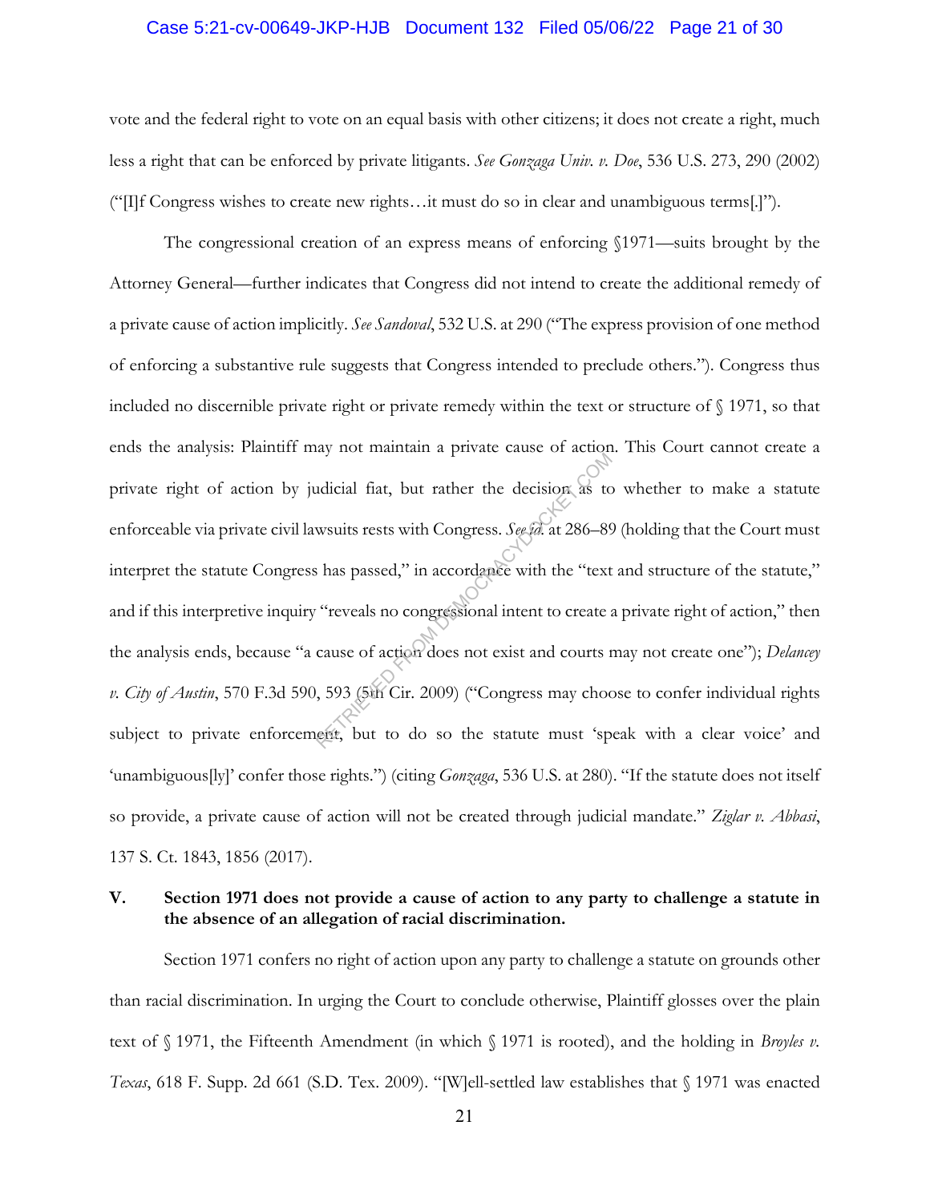vote and the federal right to vote on an equal basis with other citizens; it does not create a right, much less a right that can be enforced by private litigants. *See Gonzaga Univ. v. Doe*, 536 U.S. 273, 290 (2002) ("[I]f Congress wishes to create new rights…it must do so in clear and unambiguous terms[.]").

The congressional creation of an express means of enforcing §1971—suits brought by the Attorney General—further indicates that Congress did not intend to create the additional remedy of a private cause of action implicitly. *See Sandoval*, 532 U.S. at 290 ("The express provision of one method of enforcing a substantive rule suggests that Congress intended to preclude others."). Congress thus included no discernible private right or private remedy within the text or structure of § 1971, so that ends the analysis: Plaintiff may not maintain a private cause of action. This Court cannot create a private right of action by judicial fiat, but rather the decision as to whether to make a statute enforceable via private civil lawsuits rests with Congress. *See id.* at 286–89 (holding that the Court must interpret the statute Congress has passed," in accordance with the "text and structure of the statute," and if this interpretive inquiry "reveals no congressional intent to create a private right of action," then the analysis ends, because "a cause of action does not exist and courts may not create one"); *Delancey v. City of Austin*, 570 F.3d 590, 593 (5th Cir. 2009) ("Congress may choose to confer individual rights subject to private enforcement, but to do so the statute must 'speak with a clear voice' and 'unambiguous[ly]' confer those rights.") (citing *Gonzaga*, 536 U.S. at 280). "If the statute does not itself so provide, a private cause of action will not be created through judicial mandate." *Ziglar v. Abbasi*, 137 S. Ct. 1843, 1856 (2017).

## V. Section 1971 does not provide a cause of action to any party to challenge a statute in the absence of an allegation of racial discrimination.

Section 1971 confers no right of action upon any party to challenge a statute on grounds other than racial discrimination. In urging the Court to conclude otherwise, Plaintiff glosses over the plain text of § 1971, the Fifteenth Amendment (in which § 1971 is rooted), and the holding in *Broyles v. Texas*, 618 F. Supp. 2d 661 (S.D. Tex. 2009). "[W]ell-settled law establishes that § 1971 was enacted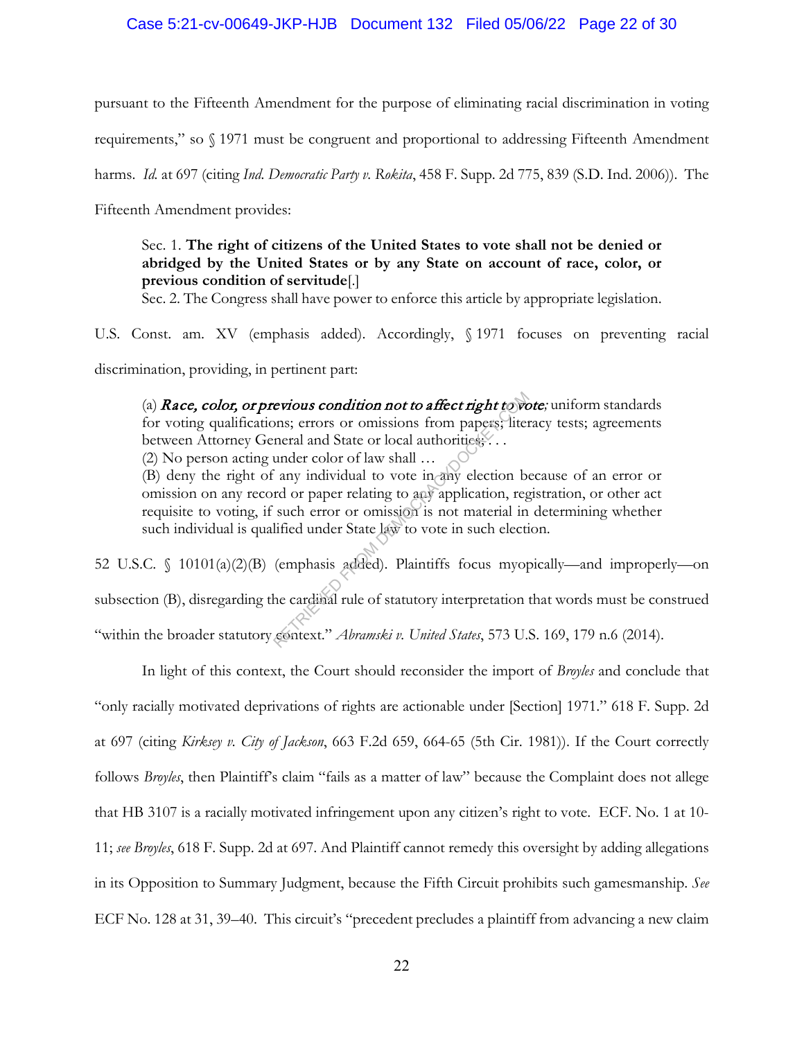pursuant to the Fifteenth Amendment for the purpose of eliminating racial discrimination in voting requirements," so § 1971 must be congruent and proportional to addressing Fifteenth Amendment harms. *Id.* at 697 (citing *Ind. Democratic Party v. Rokita*, 458 F. Supp. 2d 775, 839 (S.D. Ind. 2006)). The Fifteenth Amendment provides:

> Sec. 1. **The right of citizens of the United States to vote shall not be denied or abridged by the United States or by any State on account of race, color, or previous condition of servitude**[.]
> Sec. 2. The Congress shall have power to enforce this article by appropriate legislation.

U.S. Const. am. XV (emphasis added). Accordingly, § 1971 focuses on preventing racial discrimination, providing, in pertinent part:

> (a) ***Race, color, or previous condition not to affect right to vote****;* uniform standards for voting qualifications; errors or omissions from papers; literacy tests; agreements between Attorney General and State or local authorities; . . .
> (2) No person acting under color of law shall …
> (B) deny the right of any individual to vote in any election because of an error or omission on any record or paper relating to any application, registration, or other act requisite to voting, if such error or omission is not material in determining whether such individual is qualified under State law to vote in such election.

52 U.S.C. § 10101(a)(2)(B) (emphasis added). Plaintiffs focus myopically—and improperly—on subsection (B), disregarding the cardinal rule of statutory interpretation that words must be construed "within the broader statutory context." *Abramski v. United States*, 573 U.S. 169, 179 n.6 (2014).

In light of this context, the Court should reconsider the import of *Broyles* and conclude that "only racially motivated deprivations of rights are actionable under [Section] 1971." 618 F. Supp. 2d at 697 (citing *Kirksey v. City of Jackson*, 663 F.2d 659, 664-65 (5th Cir. 1981)). If the Court correctly follows *Broyles*, then Plaintiff's claim "fails as a matter of law" because the Complaint does not allege that HB 3107 is a racially motivated infringement upon any citizen's right to vote. ECF. No. 1 at 10-11; *see Broyles*, 618 F. Supp. 2d at 697. And Plaintiff cannot remedy this oversight by adding allegations in its Opposition to Summary Judgment, because the Fifth Circuit prohibits such gamesmanship. *See* ECF No. 128 at 31, 39–40. This circuit's "precedent precludes a plaintiff from advancing a new claim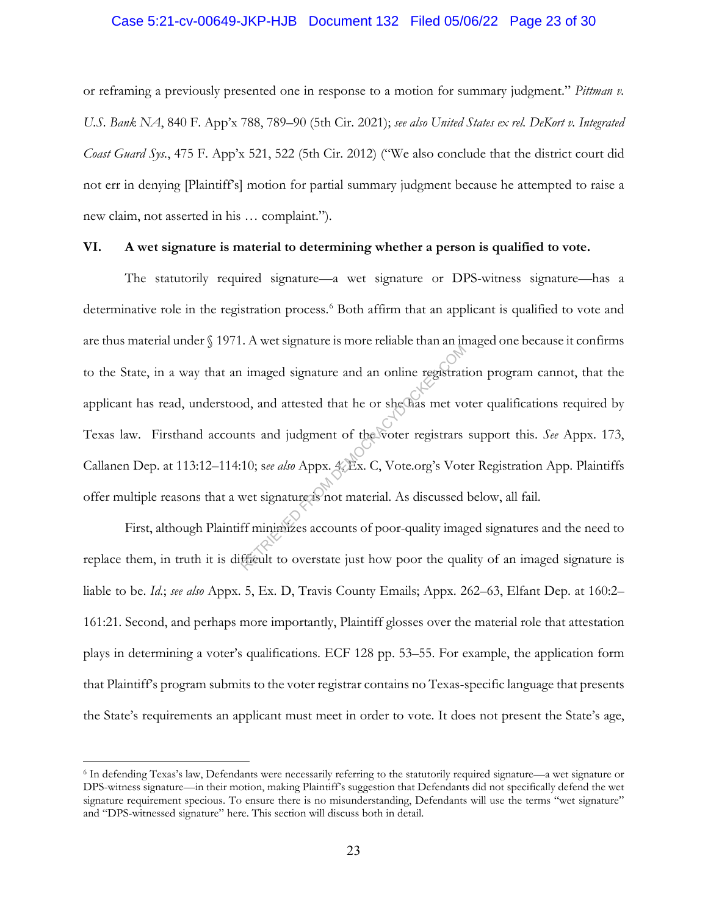or reframing a previously presented one in response to a motion for summary judgment." *Pittman v. U.S. Bank NA*, 840 F. App'x 788, 789–90 (5th Cir. 2021); *see also United States ex rel. DeKort v. Integrated Coast Guard Sys.*, 475 F. App'x 521, 522 (5th Cir. 2012) ("We also conclude that the district court did not err in denying [Plaintiff's] motion for partial summary judgment because he attempted to raise a new claim, not asserted in his … complaint.").

## VI. A wet signature is material to determining whether a person is qualified to vote.

The statutorily required signature—a wet signature or DPS-witness signature—has a determinative role in the registration process.[6] Both affirm that an applicant is qualified to vote and are thus material under § 1971. A wet signature is more reliable than an imaged one because it confirms to the State, in a way that an imaged signature and an online registration program cannot, that the applicant has read, understood, and attested that he or she has met voter qualifications required by Texas law. Firsthand accounts and judgment of the voter registrars support this. *See* Appx. 173, Callanen Dep. at 113:12–114:10; s*ee also* Appx. 4, Ex. C, Vote.org's Voter Registration App. Plaintiffs offer multiple reasons that a wet signature is not material. As discussed below, all fail.

First, although Plaintiff minimizes accounts of poor-quality imaged signatures and the need to replace them, in truth it is difficult to overstate just how poor the quality of an imaged signature is liable to be. *Id.*; *see also* Appx. 5, Ex. D, Travis County Emails; Appx. 262–63, Elfant Dep. at 160:2–161:21. Second, and perhaps more importantly, Plaintiff glosses over the material role that attestation plays in determining a voter's qualifications. ECF 128 pp. 53–55. For example, the application form that Plaintiff's program submits to the voter registrar contains no Texas-specific language that presents the State's requirements an applicant must meet in order to vote. It does not present the State's age,

---

[6] In defending Texas's law, Defendants were necessarily referring to the statutorily required signature—a wet signature or DPS-witness signature—in their motion, making Plaintiff's suggestion that Defendants did not specifically defend the wet signature requirement specious. To ensure there is no misunderstanding, Defendants will use the terms "wet signature" and "DPS-witnessed signature" here. This section will discuss both in detail.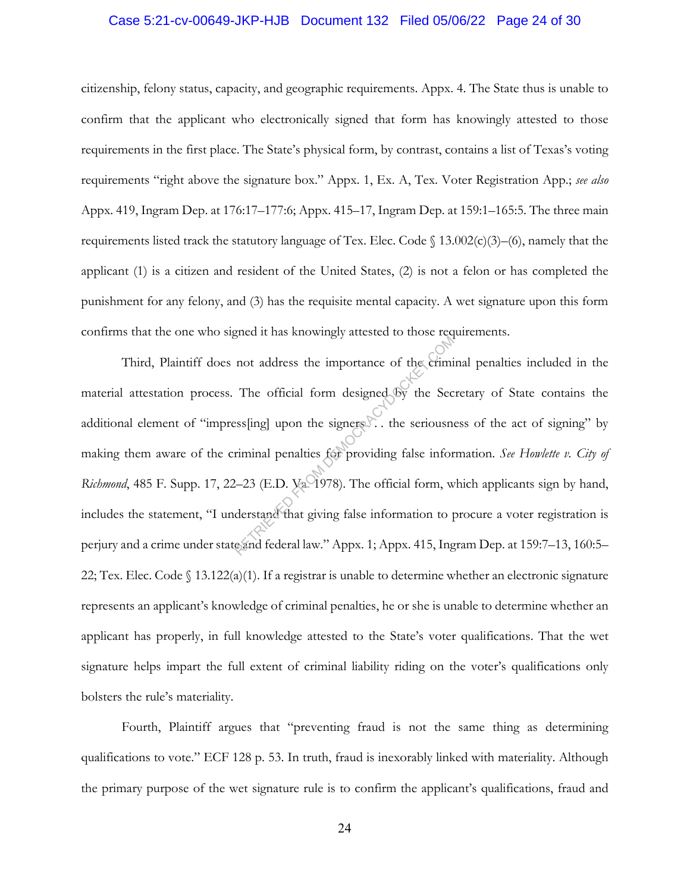citizenship, felony status, capacity, and geographic requirements. Appx. 4. The State thus is unable to confirm that the applicant who electronically signed that form has knowingly attested to those requirements in the first place. The State's physical form, by contrast, contains a list of Texas's voting requirements "right above the signature box." Appx. 1, Ex. A, Tex. Voter Registration App.; *see also* Appx. 419, Ingram Dep. at 176:17–177:6; Appx. 415–17, Ingram Dep. at 159:1–165:5. The three main requirements listed track the statutory language of Tex. Elec. Code § 13.002(c)(3)–(6), namely that the applicant (1) is a citizen and resident of the United States, (2) is not a felon or has completed the punishment for any felony, and (3) has the requisite mental capacity. A wet signature upon this form confirms that the one who signed it has knowingly attested to those requirements.

Third, Plaintiff does not address the importance of the criminal penalties included in the material attestation process. The official form designed by the Secretary of State contains the additional element of "impress[ing] upon the signers . . . the seriousness of the act of signing" by making them aware of the criminal penalties for providing false information. *See Howlette v. City of Richmond*, 485 F. Supp. 17, 22–23 (E.D. Va. 1978). The official form, which applicants sign by hand, includes the statement, "I understand that giving false information to procure a voter registration is perjury and a crime under state and federal law." Appx. 1; Appx. 415, Ingram Dep. at 159:7–13, 160:5–22; Tex. Elec. Code § 13.122(a)(1). If a registrar is unable to determine whether an electronic signature represents an applicant's knowledge of criminal penalties, he or she is unable to determine whether an applicant has properly, in full knowledge attested to the State's voter qualifications. That the wet signature helps impart the full extent of criminal liability riding on the voter's qualifications only bolsters the rule's materiality.

Fourth, Plaintiff argues that "preventing fraud is not the same thing as determining qualifications to vote." ECF 128 p. 53. In truth, fraud is inexorably linked with materiality. Although the primary purpose of the wet signature rule is to confirm the applicant's qualifications, fraud and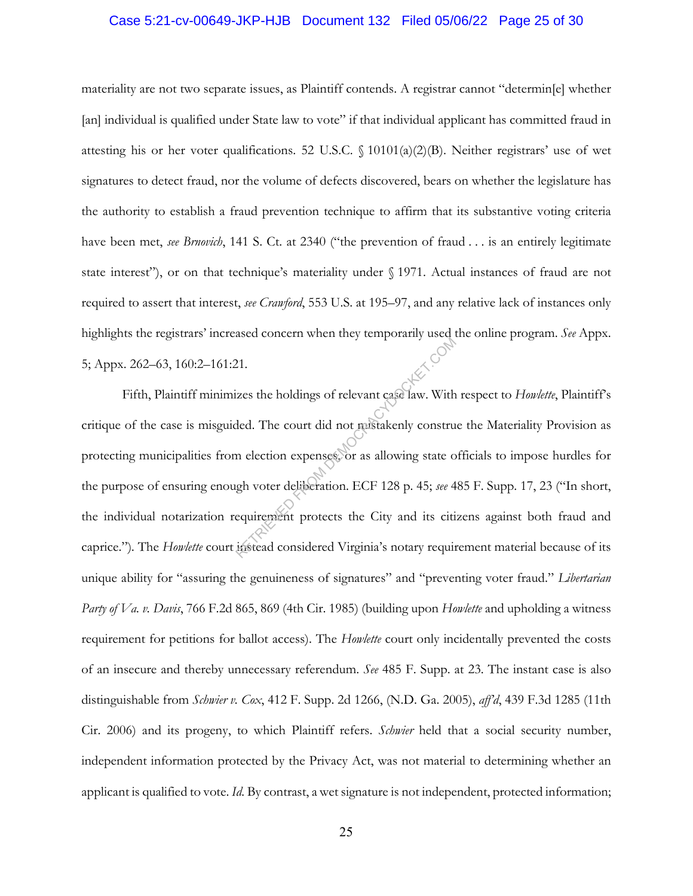materiality are not two separate issues, as Plaintiff contends. A registrar cannot "determin[e] whether [an] individual is qualified under State law to vote" if that individual applicant has committed fraud in attesting his or her voter qualifications. 52 U.S.C. § 10101(a)(2)(B). Neither registrars' use of wet signatures to detect fraud, nor the volume of defects discovered, bears on whether the legislature has the authority to establish a fraud prevention technique to affirm that its substantive voting criteria have been met, *see Brnovich*, 141 S. Ct. at 2340 ("the prevention of fraud . . . is an entirely legitimate state interest"), or on that technique's materiality under § 1971. Actual instances of fraud are not required to assert that interest, *see Crawford*, 553 U.S. at 195–97, and any relative lack of instances only highlights the registrars' increased concern when they temporarily used the online program. *See* Appx. 5; Appx. 262–63, 160:2–161:21.

Fifth, Plaintiff minimizes the holdings of relevant case law. With respect to *Howlette*, Plaintiff's critique of the case is misguided. The court did not mistakenly construe the Materiality Provision as protecting municipalities from election expenses, or as allowing state officials to impose hurdles for the purpose of ensuring enough voter deliberation. ECF 128 p. 45; *see* 485 F. Supp. 17, 23 ("In short, the individual notarization requirement protects the City and its citizens against both fraud and caprice."). The *Howlette* court instead considered Virginia's notary requirement material because of its unique ability for "assuring the genuineness of signatures" and "preventing voter fraud." *Libertarian Party of Va. v. Davis*, 766 F.2d 865, 869 (4th Cir. 1985) (building upon *Howlette* and upholding a witness requirement for petitions for ballot access). The *Howlette* court only incidentally prevented the costs of an insecure and thereby unnecessary referendum. *See* 485 F. Supp. at 23. The instant case is also distinguishable from *Schwier v. Cox*, 412 F. Supp. 2d 1266, (N.D. Ga. 2005), *aff'd*, 439 F.3d 1285 (11th Cir. 2006) and its progeny, to which Plaintiff refers. *Schwier* held that a social security number, independent information protected by the Privacy Act, was not material to determining whether an applicant is qualified to vote. *Id.* By contrast, a wet signature is not independent, protected information;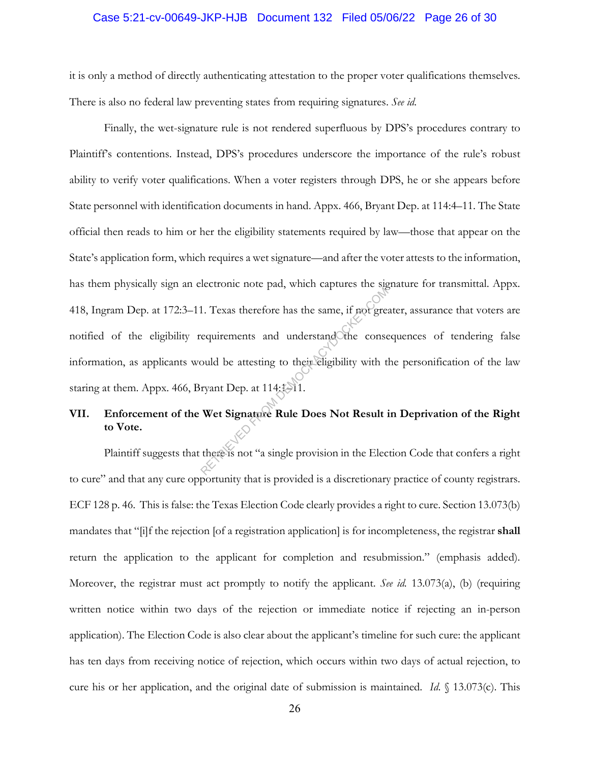it is only a method of directly authenticating attestation to the proper voter qualifications themselves. There is also no federal law preventing states from requiring signatures. *See id.*

Finally, the wet-signature rule is not rendered superfluous by DPS's procedures contrary to Plaintiff's contentions. Instead, DPS's procedures underscore the importance of the rule's robust ability to verify voter qualifications. When a voter registers through DPS, he or she appears before State personnel with identification documents in hand. Appx. 466, Bryant Dep. at 114:4–11. The State official then reads to him or her the eligibility statements required by law—those that appear on the State's application form, which requires a wet signature—and after the voter attests to the information, has them physically sign an electronic note pad, which captures the signature for transmittal. Appx. 418, Ingram Dep. at 172:3–11. Texas therefore has the same, if not greater, assurance that voters are notified of the eligibility requirements and understand the consequences of tendering false information, as applicants would be attesting to their eligibility with the personification of the law staring at them. Appx. 466, Bryant Dep. at 114:1–11.

## VII. Enforcement of the Wet Signature Rule Does Not Result in Deprivation of the Right to Vote.

Plaintiff suggests that there is not "a single provision in the Election Code that confers a right to cure" and that any cure opportunity that is provided is a discretionary practice of county registrars. ECF 128 p. 46. This is false: the Texas Election Code clearly provides a right to cure. Section 13.073(b) mandates that "[i]f the rejection [of a registration application] is for incompleteness, the registrar **shall** return the application to the applicant for completion and resubmission." (emphasis added). Moreover, the registrar must act promptly to notify the applicant. *See id.* 13.073(a), (b) (requiring written notice within two days of the rejection or immediate notice if rejecting an in-person application). The Election Code is also clear about the applicant's timeline for such cure: the applicant has ten days from receiving notice of rejection, which occurs within two days of actual rejection, to cure his or her application, and the original date of submission is maintained. *Id.* § 13.073(c). This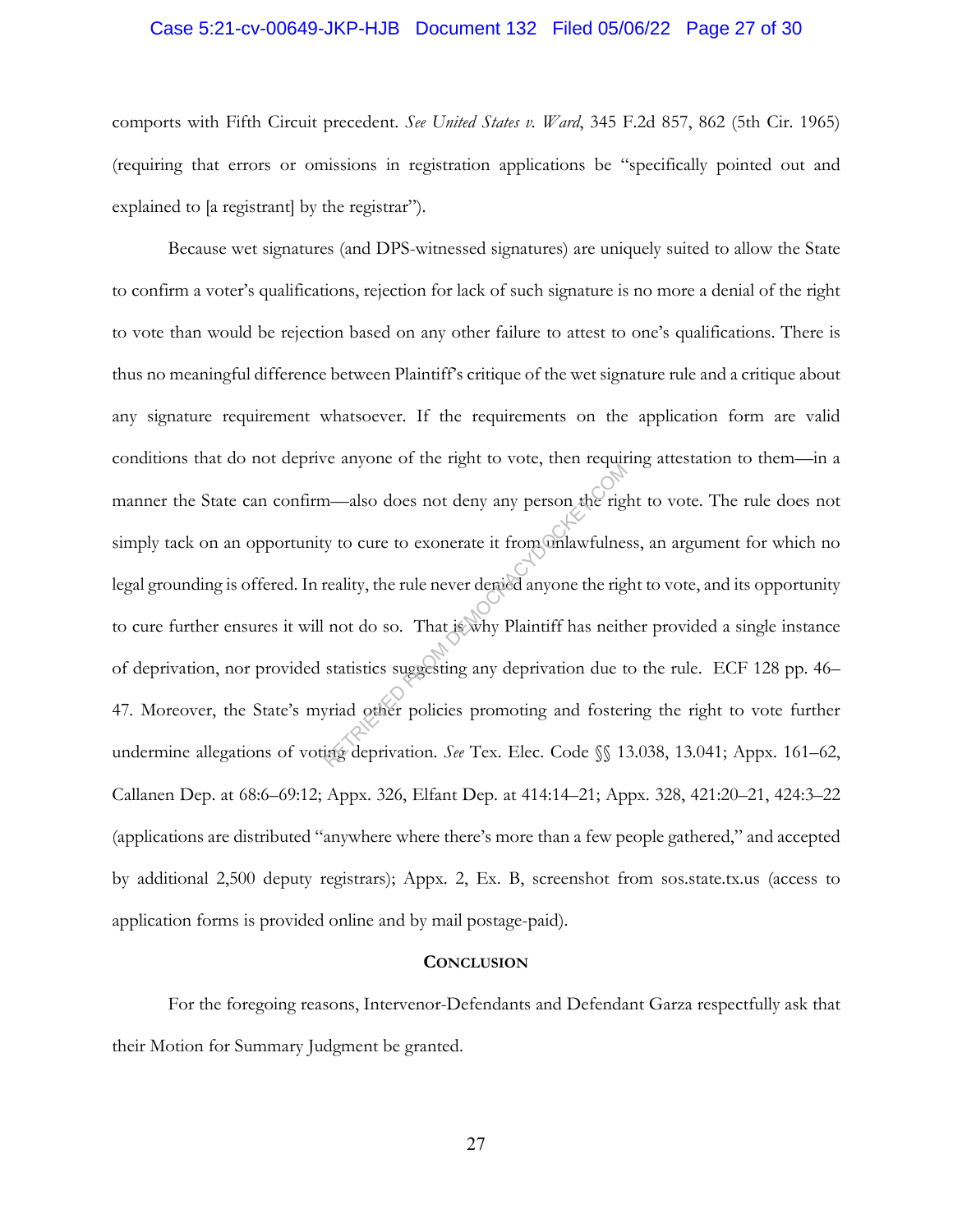comports with Fifth Circuit precedent. *See United States v. Ward*, 345 F.2d 857, 862 (5th Cir. 1965) (requiring that errors or omissions in registration applications be "specifically pointed out and explained to [a registrant] by the registrar").

Because wet signatures (and DPS-witnessed signatures) are uniquely suited to allow the State to confirm a voter's qualifications, rejection for lack of such signature is no more a denial of the right to vote than would be rejection based on any other failure to attest to one's qualifications. There is thus no meaningful difference between Plaintiff's critique of the wet signature rule and a critique about any signature requirement whatsoever. If the requirements on the application form are valid conditions that do not deprive anyone of the right to vote, then requiring attestation to them—in a manner the State can confirm—also does not deny any person the right to vote. The rule does not simply tack on an opportunity to cure to exonerate it from unlawfulness, an argument for which no legal grounding is offered. In reality, the rule never denied anyone the right to vote, and its opportunity to cure further ensures it will not do so. That is why Plaintiff has neither provided a single instance of deprivation, nor provided statistics suggesting any deprivation due to the rule. ECF 128 pp. 46–47. Moreover, the State's myriad other policies promoting and fostering the right to vote further undermine allegations of voting deprivation. *See* Tex. Elec. Code §§ 13.038, 13.041; Appx. 161–62, Callanen Dep. at 68:6–69:12; Appx. 326, Elfant Dep. at 414:14–21; Appx. 328, 421:20–21, 424:3–22 (applications are distributed "anywhere where there's more than a few people gathered," and accepted by additional 2,500 deputy registrars); Appx. 2, Ex. B, screenshot from sos.state.tx.us (access to application forms is provided online and by mail postage-paid).

## Conclusion

For the foregoing reasons, Intervenor-Defendants and Defendant Garza respectfully ask that their Motion for Summary Judgment be granted.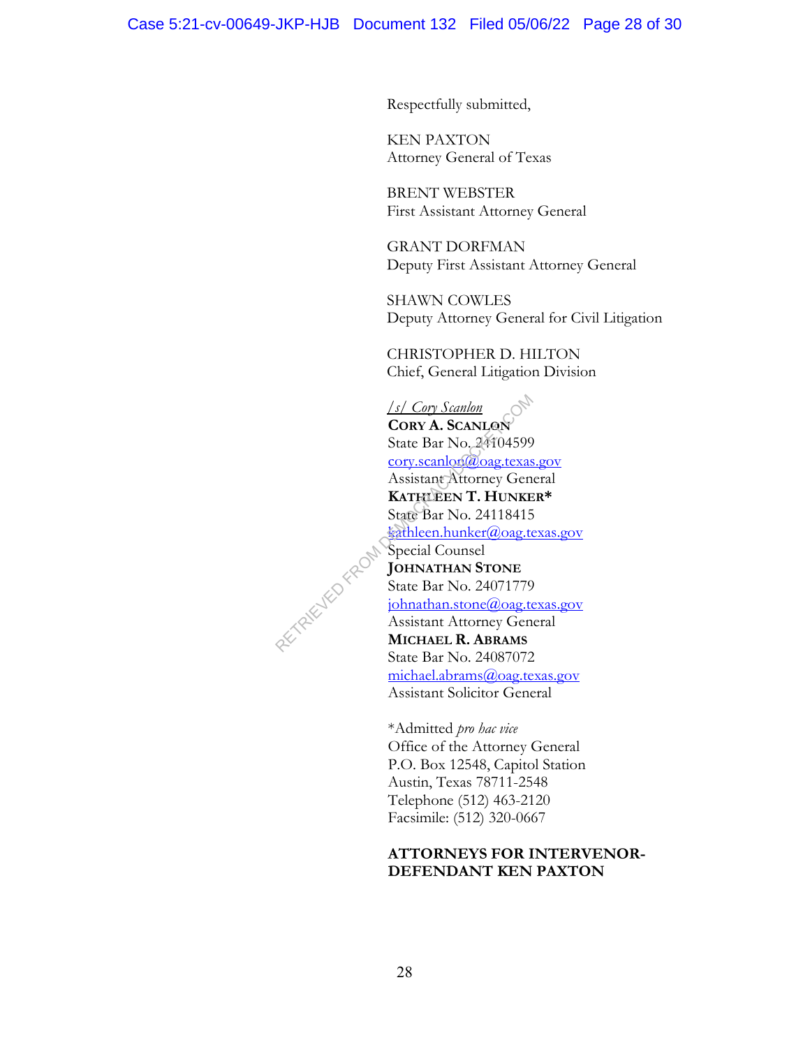Respectfully submitted,

KEN PAXTON
Attorney General of Texas

BRENT WEBSTER
First Assistant Attorney General

GRANT DORFMAN
Deputy First Assistant Attorney General

SHAWN COWLES
Deputy Attorney General for Civil Litigation

CHRISTOPHER D. HILTON
Chief, General Litigation Division

*/s/ Cory Scanlon*
**CORY A. SCANLON**
State Bar No. 24104599
cory.scanlon@oag.texas.gov
Assistant Attorney General
**KATHLEEN T. HUNKER***
State Bar No. 24118415
kathleen.hunker@oag.texas.gov
Special Counsel
**JOHNATHAN STONE**
State Bar No. 24071779
johnathan.stone@oag.texas.gov
Assistant Attorney General
**MICHAEL R. ABRAMS**
State Bar No. 24087072
michael.abrams@oag.texas.gov
Assistant Solicitor General

*Admitted *pro hac vice*
Office of the Attorney General
P.O. Box 12548, Capitol Station
Austin, Texas 78711-2548
Telephone (512) 463-2120
Facsimile: (512) 320-0667

**ATTORNEYS FOR INTERVENOR-DEFENDANT KEN PAXTON**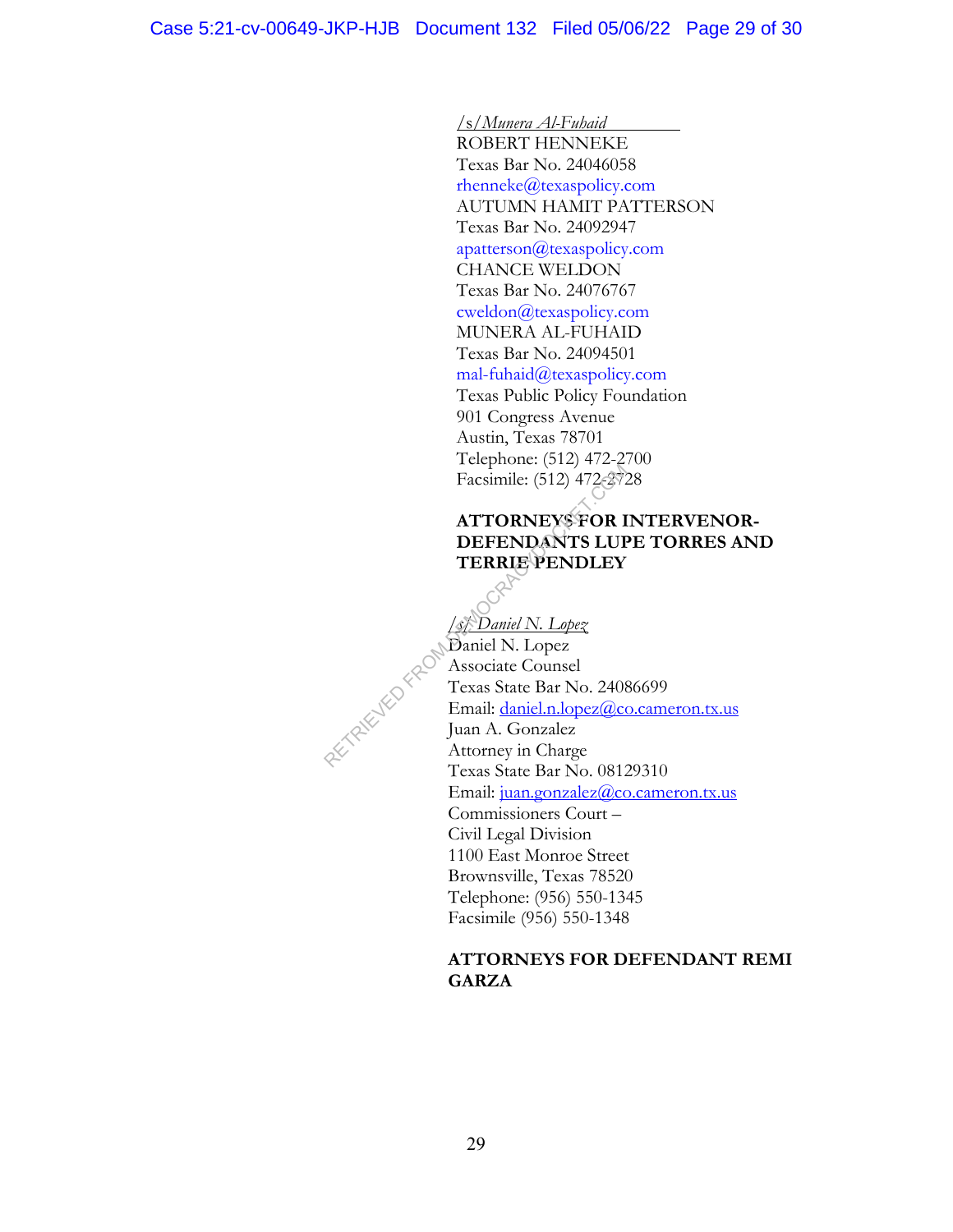*/s/Munera Al-Fuhaid*
ROBERT HENNEKE
Texas Bar No. 24046058
rhenneke@texaspolicy.com
AUTUMN HAMIT PATTERSON
Texas Bar No. 24092947
apatterson@texaspolicy.com
CHANCE WELDON
Texas Bar No. 24076767
cweldon@texaspolicy.com
MUNERA AL-FUHAID
Texas Bar No. 24094501
mal-fuhaid@texaspolicy.com
Texas Public Policy Foundation
901 Congress Avenue
Austin, Texas 78701
Telephone: (512) 472-2700
Facsimile: (512) 472-2728

**ATTORNEYS FOR INTERVENOR-DEFENDANTS LUPE TORRES AND TERRIE PENDLEY**

*/s/ Daniel N. Lopez*
Daniel N. Lopez
Associate Counsel
Texas State Bar No. 24086699
Email: daniel.n.lopez@co.cameron.tx.us
Juan A. Gonzalez
Attorney in Charge
Texas State Bar No. 08129310
Email: juan.gonzalez@co.cameron.tx.us
Commissioners Court –
Civil Legal Division
1100 East Monroe Street
Brownsville, Texas 78520
Telephone: (956) 550-1345
Facsimile (956) 550-1348

**ATTORNEYS FOR DEFENDANT REMI GARZA**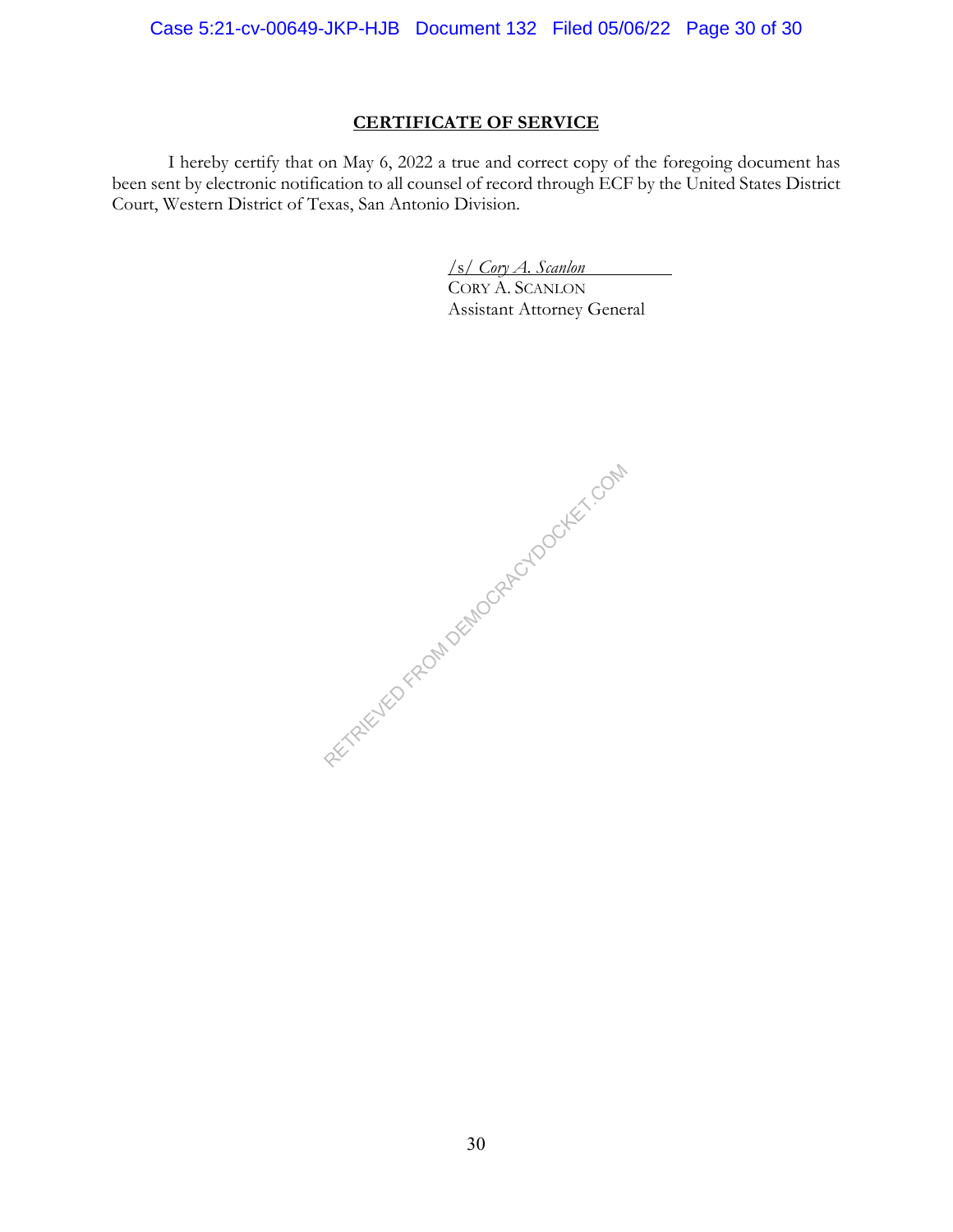## CERTIFICATE OF SERVICE

I hereby certify that on May 6, 2022 a true and correct copy of the foregoing document has been sent by electronic notification to all counsel of record through ECF by the United States District Court, Western District of Texas, San Antonio Division.

/s/ *Cory A. Scanlon*
CORY A. SCANLON
Assistant Attorney General